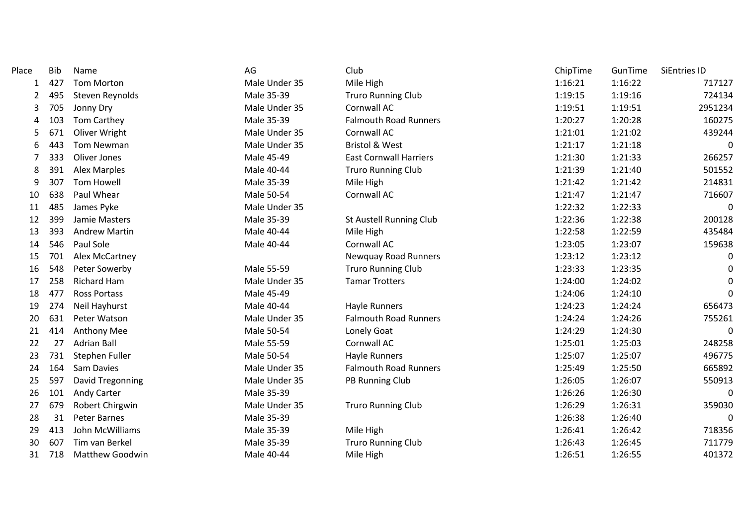| Place | Bib | Name | AG | Club | ChipTime | GunTime | SiEntries ID |
|---|---|---|---|---|---|---|---|
| 1 | 427 | Tom Morton | Male Under 35 | Mile High | 1:16:21 | 1:16:22 | 717127 |
| 2 | 495 | Steven Reynolds | Male 35-39 | Truro Running Club | 1:19:15 | 1:19:16 | 724134 |
| 3 | 705 | Jonny Dry | Male Under 35 | Cornwall AC | 1:19:51 | 1:19:51 | 2951234 |
| 4 | 103 | Tom Carthey | Male 35-39 | Falmouth Road Runners | 1:20:27 | 1:20:28 | 160275 |
| 5 | 671 | Oliver Wright | Male Under 35 | Cornwall AC | 1:21:01 | 1:21:02 | 439244 |
| 6 | 443 | Tom Newman | Male Under 35 | Bristol & West | 1:21:17 | 1:21:18 | 0 |
| 7 | 333 | Oliver Jones | Male 45-49 | East Cornwall Harriers | 1:21:30 | 1:21:33 | 266257 |
| 8 | 391 | Alex Marples | Male 40-44 | Truro Running Club | 1:21:39 | 1:21:40 | 501552 |
| 9 | 307 | Tom Howell | Male 35-39 | Mile High | 1:21:42 | 1:21:42 | 214831 |
| 10 | 638 | Paul Whear | Male 50-54 | Cornwall AC | 1:21:47 | 1:21:47 | 716607 |
| 11 | 485 | James Pyke | Male Under 35 | | 1:22:32 | 1:22:33 | 0 |
| 12 | 399 | Jamie Masters | Male 35-39 | St Austell Running Club | 1:22:36 | 1:22:38 | 200128 |
| 13 | 393 | Andrew Martin | Male 40-44 | Mile High | 1:22:58 | 1:22:59 | 435484 |
| 14 | 546 | Paul Sole | Male 40-44 | Cornwall AC | 1:23:05 | 1:23:07 | 159638 |
| 15 | 701 | Alex McCartney | | Newquay Road Runners | 1:23:12 | 1:23:12 | 0 |
| 16 | 548 | Peter Sowerby | Male 55-59 | Truro Running Club | 1:23:33 | 1:23:35 | 0 |
| 17 | 258 | Richard Ham | Male Under 35 | Tamar Trotters | 1:24:00 | 1:24:02 | 0 |
| 18 | 477 | Ross Portass | Male 45-49 | | 1:24:06 | 1:24:10 | 0 |
| 19 | 274 | Neil Hayhurst | Male 40-44 | Hayle Runners | 1:24:23 | 1:24:24 | 656473 |
| 20 | 631 | Peter Watson | Male Under 35 | Falmouth Road Runners | 1:24:24 | 1:24:26 | 755261 |
| 21 | 414 | Anthony Mee | Male 50-54 | Lonely Goat | 1:24:29 | 1:24:30 | 0 |
| 22 | 27 | Adrian Ball | Male 55-59 | Cornwall AC | 1:25:01 | 1:25:03 | 248258 |
| 23 | 731 | Stephen Fuller | Male 50-54 | Hayle Runners | 1:25:07 | 1:25:07 | 496775 |
| 24 | 164 | Sam Davies | Male Under 35 | Falmouth Road Runners | 1:25:49 | 1:25:50 | 665892 |
| 25 | 597 | David Tregonning | Male Under 35 | PB Running Club | 1:26:05 | 1:26:07 | 550913 |
| 26 | 101 | Andy Carter | Male 35-39 | | 1:26:26 | 1:26:30 | 0 |
| 27 | 679 | Robert Chirgwin | Male Under 35 | Truro Running Club | 1:26:29 | 1:26:31 | 359030 |
| 28 | 31 | Peter Barnes | Male 35-39 | | 1:26:38 | 1:26:40 | 0 |
| 29 | 413 | John McWilliams | Male 35-39 | Mile High | 1:26:41 | 1:26:42 | 718356 |
| 30 | 607 | Tim van Berkel | Male 35-39 | Truro Running Club | 1:26:43 | 1:26:45 | 711779 |
| 31 | 718 | Matthew Goodwin | Male 40-44 | Mile High | 1:26:51 | 1:26:55 | 401372 |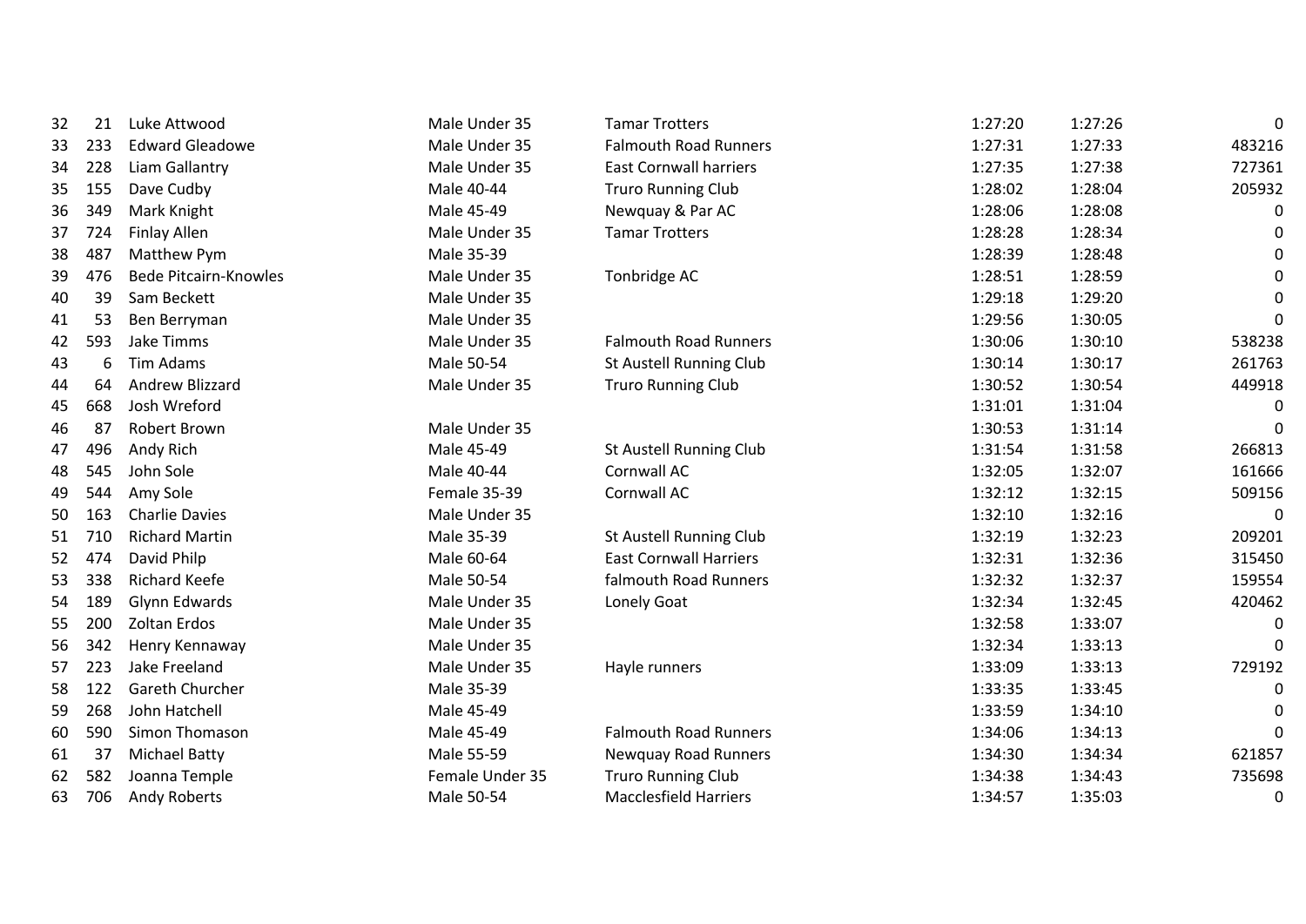| | | | | | | | |
|---|---|---|---|---|---|---|---|
| 32 | 21 | Luke Attwood | Male Under 35 | Tamar Trotters | 1:27:20 | 1:27:26 | 0 |
| 33 | 233 | Edward Gleadowe | Male Under 35 | Falmouth Road Runners | 1:27:31 | 1:27:33 | 483216 |
| 34 | 228 | Liam Gallantry | Male Under 35 | East Cornwall harriers | 1:27:35 | 1:27:38 | 727361 |
| 35 | 155 | Dave Cudby | Male 40-44 | Truro Running Club | 1:28:02 | 1:28:04 | 205932 |
| 36 | 349 | Mark Knight | Male 45-49 | Newquay & Par AC | 1:28:06 | 1:28:08 | 0 |
| 37 | 724 | Finlay Allen | Male Under 35 | Tamar Trotters | 1:28:28 | 1:28:34 | 0 |
| 38 | 487 | Matthew Pym | Male 35-39 | | 1:28:39 | 1:28:48 | 0 |
| 39 | 476 | Bede Pitcairn-Knowles | Male Under 35 | Tonbridge AC | 1:28:51 | 1:28:59 | 0 |
| 40 | 39 | Sam Beckett | Male Under 35 | | 1:29:18 | 1:29:20 | 0 |
| 41 | 53 | Ben Berryman | Male Under 35 | | 1:29:56 | 1:30:05 | 0 |
| 42 | 593 | Jake Timms | Male Under 35 | Falmouth Road Runners | 1:30:06 | 1:30:10 | 538238 |
| 43 | 6 | Tim Adams | Male 50-54 | St Austell Running Club | 1:30:14 | 1:30:17 | 261763 |
| 44 | 64 | Andrew Blizzard | Male Under 35 | Truro Running Club | 1:30:52 | 1:30:54 | 449918 |
| 45 | 668 | Josh Wreford | | | 1:31:01 | 1:31:04 | 0 |
| 46 | 87 | Robert Brown | Male Under 35 | | 1:30:53 | 1:31:14 | 0 |
| 47 | 496 | Andy Rich | Male 45-49 | St Austell Running Club | 1:31:54 | 1:31:58 | 266813 |
| 48 | 545 | John Sole | Male 40-44 | Cornwall AC | 1:32:05 | 1:32:07 | 161666 |
| 49 | 544 | Amy Sole | Female 35-39 | Cornwall AC | 1:32:12 | 1:32:15 | 509156 |
| 50 | 163 | Charlie Davies | Male Under 35 | | 1:32:10 | 1:32:16 | 0 |
| 51 | 710 | Richard Martin | Male 35-39 | St Austell Running Club | 1:32:19 | 1:32:23 | 209201 |
| 52 | 474 | David Philp | Male 60-64 | East Cornwall Harriers | 1:32:31 | 1:32:36 | 315450 |
| 53 | 338 | Richard Keefe | Male 50-54 | falmouth Road Runners | 1:32:32 | 1:32:37 | 159554 |
| 54 | 189 | Glynn Edwards | Male Under 35 | Lonely Goat | 1:32:34 | 1:32:45 | 420462 |
| 55 | 200 | Zoltan Erdos | Male Under 35 | | 1:32:58 | 1:33:07 | 0 |
| 56 | 342 | Henry Kennaway | Male Under 35 | | 1:32:34 | 1:33:13 | 0 |
| 57 | 223 | Jake Freeland | Male Under 35 | Hayle runners | 1:33:09 | 1:33:13 | 729192 |
| 58 | 122 | Gareth Churcher | Male 35-39 | | 1:33:35 | 1:33:45 | 0 |
| 59 | 268 | John Hatchell | Male 45-49 | | 1:33:59 | 1:34:10 | 0 |
| 60 | 590 | Simon Thomason | Male 45-49 | Falmouth Road Runners | 1:34:06 | 1:34:13 | 0 |
| 61 | 37 | Michael Batty | Male 55-59 | Newquay Road Runners | 1:34:30 | 1:34:34 | 621857 |
| 62 | 582 | Joanna Temple | Female Under 35 | Truro Running Club | 1:34:38 | 1:34:43 | 735698 |
| 63 | 706 | Andy Roberts | Male 50-54 | Macclesfield Harriers | 1:34:57 | 1:35:03 | 0 |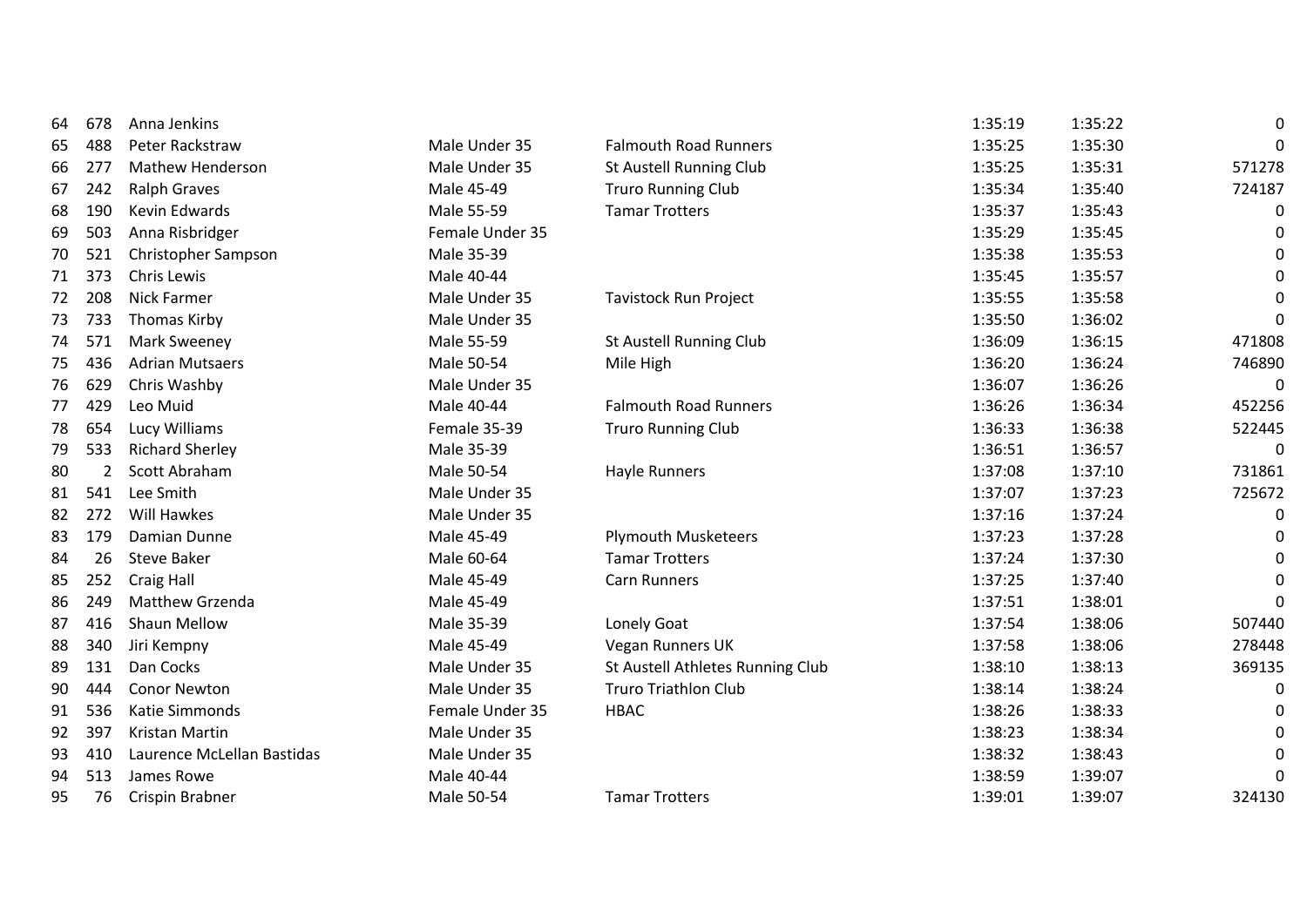| | | | | | | | |
|---|---|---|---|---|---|---|---|
| 64 | 678 | Anna Jenkins | | | 1:35:19 | 1:35:22 | 0 |
| 65 | 488 | Peter Rackstraw | Male Under 35 | Falmouth Road Runners | 1:35:25 | 1:35:30 | 0 |
| 66 | 277 | Mathew Henderson | Male Under 35 | St Austell Running Club | 1:35:25 | 1:35:31 | 571278 |
| 67 | 242 | Ralph Graves | Male 45-49 | Truro Running Club | 1:35:34 | 1:35:40 | 724187 |
| 68 | 190 | Kevin Edwards | Male 55-59 | Tamar Trotters | 1:35:37 | 1:35:43 | 0 |
| 69 | 503 | Anna Risbridger | Female Under 35 | | 1:35:29 | 1:35:45 | 0 |
| 70 | 521 | Christopher Sampson | Male 35-39 | | 1:35:38 | 1:35:53 | 0 |
| 71 | 373 | Chris Lewis | Male 40-44 | | 1:35:45 | 1:35:57 | 0 |
| 72 | 208 | Nick Farmer | Male Under 35 | Tavistock Run Project | 1:35:55 | 1:35:58 | 0 |
| 73 | 733 | Thomas Kirby | Male Under 35 | | 1:35:50 | 1:36:02 | 0 |
| 74 | 571 | Mark Sweeney | Male 55-59 | St Austell Running Club | 1:36:09 | 1:36:15 | 471808 |
| 75 | 436 | Adrian Mutsaers | Male 50-54 | Mile High | 1:36:20 | 1:36:24 | 746890 |
| 76 | 629 | Chris Washby | Male Under 35 | | 1:36:07 | 1:36:26 | 0 |
| 77 | 429 | Leo Muid | Male 40-44 | Falmouth Road Runners | 1:36:26 | 1:36:34 | 452256 |
| 78 | 654 | Lucy Williams | Female 35-39 | Truro Running Club | 1:36:33 | 1:36:38 | 522445 |
| 79 | 533 | Richard Sherley | Male 35-39 | | 1:36:51 | 1:36:57 | 0 |
| 80 | 2 | Scott Abraham | Male 50-54 | Hayle Runners | 1:37:08 | 1:37:10 | 731861 |
| 81 | 541 | Lee Smith | Male Under 35 | | 1:37:07 | 1:37:23 | 725672 |
| 82 | 272 | Will Hawkes | Male Under 35 | | 1:37:16 | 1:37:24 | 0 |
| 83 | 179 | Damian Dunne | Male 45-49 | Plymouth Musketeers | 1:37:23 | 1:37:28 | 0 |
| 84 | 26 | Steve Baker | Male 60-64 | Tamar Trotters | 1:37:24 | 1:37:30 | 0 |
| 85 | 252 | Craig Hall | Male 45-49 | Carn Runners | 1:37:25 | 1:37:40 | 0 |
| 86 | 249 | Matthew Grzenda | Male 45-49 | | 1:37:51 | 1:38:01 | 0 |
| 87 | 416 | Shaun Mellow | Male 35-39 | Lonely Goat | 1:37:54 | 1:38:06 | 507440 |
| 88 | 340 | Jiri Kempny | Male 45-49 | Vegan Runners UK | 1:37:58 | 1:38:06 | 278448 |
| 89 | 131 | Dan Cocks | Male Under 35 | St Austell Athletes Running Club | 1:38:10 | 1:38:13 | 369135 |
| 90 | 444 | Conor Newton | Male Under 35 | Truro Triathlon Club | 1:38:14 | 1:38:24 | 0 |
| 91 | 536 | Katie Simmonds | Female Under 35 | HBAC | 1:38:26 | 1:38:33 | 0 |
| 92 | 397 | Kristan Martin | Male Under 35 | | 1:38:23 | 1:38:34 | 0 |
| 93 | 410 | Laurence McLellan Bastidas | Male Under 35 | | 1:38:32 | 1:38:43 | 0 |
| 94 | 513 | James Rowe | Male 40-44 | | 1:38:59 | 1:39:07 | 0 |
| 95 | 76 | Crispin Brabner | Male 50-54 | Tamar Trotters | 1:39:01 | 1:39:07 | 324130 |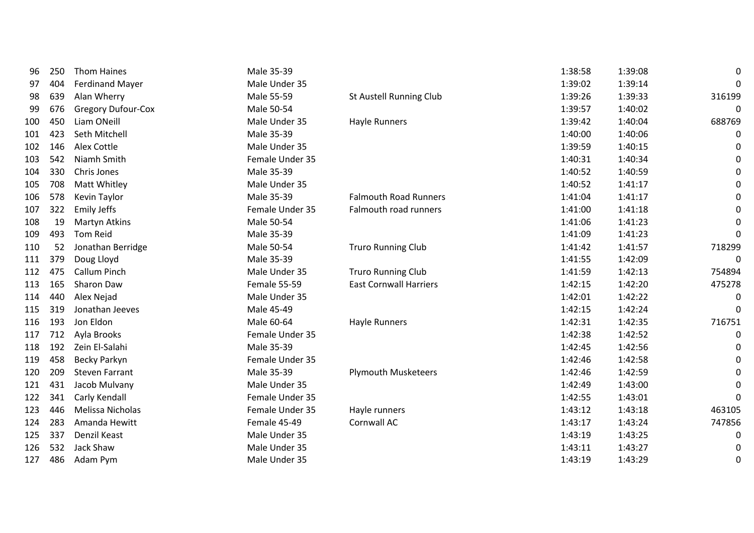| | | | | | | | |
|---|---|---|---|---|---|---|---|
| 96 | 250 | Thom Haines | Male 35-39 | | 1:38:58 | 1:39:08 | 0 |
| 97 | 404 | Ferdinand Mayer | Male Under 35 | | 1:39:02 | 1:39:14 | 0 |
| 98 | 639 | Alan Wherry | Male 55-59 | St Austell Running Club | 1:39:26 | 1:39:33 | 316199 |
| 99 | 676 | Gregory Dufour-Cox | Male 50-54 | | 1:39:57 | 1:40:02 | 0 |
| 100 | 450 | Liam ONeill | Male Under 35 | Hayle Runners | 1:39:42 | 1:40:04 | 688769 |
| 101 | 423 | Seth Mitchell | Male 35-39 | | 1:40:00 | 1:40:06 | 0 |
| 102 | 146 | Alex Cottle | Male Under 35 | | 1:39:59 | 1:40:15 | 0 |
| 103 | 542 | Niamh Smith | Female Under 35 | | 1:40:31 | 1:40:34 | 0 |
| 104 | 330 | Chris Jones | Male 35-39 | | 1:40:52 | 1:40:59 | 0 |
| 105 | 708 | Matt Whitley | Male Under 35 | | 1:40:52 | 1:41:17 | 0 |
| 106 | 578 | Kevin Taylor | Male 35-39 | Falmouth Road Runners | 1:41:04 | 1:41:17 | 0 |
| 107 | 322 | Emily Jeffs | Female Under 35 | Falmouth road runners | 1:41:00 | 1:41:18 | 0 |
| 108 | 19 | Martyn Atkins | Male 50-54 | | 1:41:06 | 1:41:23 | 0 |
| 109 | 493 | Tom Reid | Male 35-39 | | 1:41:09 | 1:41:23 | 0 |
| 110 | 52 | Jonathan Berridge | Male 50-54 | Truro Running Club | 1:41:42 | 1:41:57 | 718299 |
| 111 | 379 | Doug Lloyd | Male 35-39 | | 1:41:55 | 1:42:09 | 0 |
| 112 | 475 | Callum Pinch | Male Under 35 | Truro Running Club | 1:41:59 | 1:42:13 | 754894 |
| 113 | 165 | Sharon Daw | Female 55-59 | East Cornwall Harriers | 1:42:15 | 1:42:20 | 475278 |
| 114 | 440 | Alex Nejad | Male Under 35 | | 1:42:01 | 1:42:22 | 0 |
| 115 | 319 | Jonathan Jeeves | Male 45-49 | | 1:42:15 | 1:42:24 | 0 |
| 116 | 193 | Jon Eldon | Male 60-64 | Hayle Runners | 1:42:31 | 1:42:35 | 716751 |
| 117 | 712 | Ayla Brooks | Female Under 35 | | 1:42:38 | 1:42:52 | 0 |
| 118 | 192 | Zein El-Salahi | Male 35-39 | | 1:42:45 | 1:42:56 | 0 |
| 119 | 458 | Becky Parkyn | Female Under 35 | | 1:42:46 | 1:42:58 | 0 |
| 120 | 209 | Steven Farrant | Male 35-39 | Plymouth Musketeers | 1:42:46 | 1:42:59 | 0 |
| 121 | 431 | Jacob Mulvany | Male Under 35 | | 1:42:49 | 1:43:00 | 0 |
| 122 | 341 | Carly Kendall | Female Under 35 | | 1:42:55 | 1:43:01 | 0 |
| 123 | 446 | Melissa Nicholas | Female Under 35 | Hayle runners | 1:43:12 | 1:43:18 | 463105 |
| 124 | 283 | Amanda Hewitt | Female 45-49 | Cornwall AC | 1:43:17 | 1:43:24 | 747856 |
| 125 | 337 | Denzil Keast | Male Under 35 | | 1:43:19 | 1:43:25 | 0 |
| 126 | 532 | Jack Shaw | Male Under 35 | | 1:43:11 | 1:43:27 | 0 |
| 127 | 486 | Adam Pym | Male Under 35 | | 1:43:19 | 1:43:29 | 0 |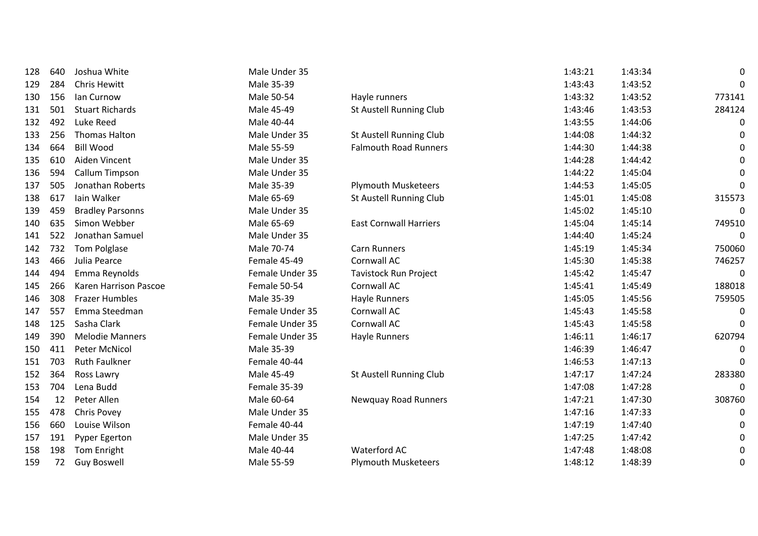| | | | | | | | |
|---|---|---|---|---|---|---|---|
| 128 | 640 | Joshua White | Male Under 35 | | 1:43:21 | 1:43:34 | 0 |
| 129 | 284 | Chris Hewitt | Male 35-39 | | 1:43:43 | 1:43:52 | 0 |
| 130 | 156 | Ian Curnow | Male 50-54 | Hayle runners | 1:43:32 | 1:43:52 | 773141 |
| 131 | 501 | Stuart Richards | Male 45-49 | St Austell Running Club | 1:43:46 | 1:43:53 | 284124 |
| 132 | 492 | Luke Reed | Male 40-44 | | 1:43:55 | 1:44:06 | 0 |
| 133 | 256 | Thomas Halton | Male Under 35 | St Austell Running Club | 1:44:08 | 1:44:32 | 0 |
| 134 | 664 | Bill Wood | Male 55-59 | Falmouth Road Runners | 1:44:30 | 1:44:38 | 0 |
| 135 | 610 | Aiden Vincent | Male Under 35 | | 1:44:28 | 1:44:42 | 0 |
| 136 | 594 | Callum Timpson | Male Under 35 | | 1:44:22 | 1:45:04 | 0 |
| 137 | 505 | Jonathan Roberts | Male 35-39 | Plymouth Musketeers | 1:44:53 | 1:45:05 | 0 |
| 138 | 617 | Iain Walker | Male 65-69 | St Austell Running Club | 1:45:01 | 1:45:08 | 315573 |
| 139 | 459 | Bradley Parsonns | Male Under 35 | | 1:45:02 | 1:45:10 | 0 |
| 140 | 635 | Simon Webber | Male 65-69 | East Cornwall Harriers | 1:45:04 | 1:45:14 | 749510 |
| 141 | 522 | Jonathan Samuel | Male Under 35 | | 1:44:40 | 1:45:24 | 0 |
| 142 | 732 | Tom Polglase | Male 70-74 | Carn Runners | 1:45:19 | 1:45:34 | 750060 |
| 143 | 466 | Julia Pearce | Female 45-49 | Cornwall AC | 1:45:30 | 1:45:38 | 746257 |
| 144 | 494 | Emma Reynolds | Female Under 35 | Tavistock Run Project | 1:45:42 | 1:45:47 | 0 |
| 145 | 266 | Karen Harrison Pascoe | Female 50-54 | Cornwall AC | 1:45:41 | 1:45:49 | 188018 |
| 146 | 308 | Frazer Humbles | Male 35-39 | Hayle Runners | 1:45:05 | 1:45:56 | 759505 |
| 147 | 557 | Emma Steedman | Female Under 35 | Cornwall AC | 1:45:43 | 1:45:58 | 0 |
| 148 | 125 | Sasha Clark | Female Under 35 | Cornwall AC | 1:45:43 | 1:45:58 | 0 |
| 149 | 390 | Melodie Manners | Female Under 35 | Hayle Runners | 1:46:11 | 1:46:17 | 620794 |
| 150 | 411 | Peter McNicol | Male 35-39 | | 1:46:39 | 1:46:47 | 0 |
| 151 | 703 | Ruth Faulkner | Female 40-44 | | 1:46:53 | 1:47:13 | 0 |
| 152 | 364 | Ross Lawry | Male 45-49 | St Austell Running Club | 1:47:17 | 1:47:24 | 283380 |
| 153 | 704 | Lena Budd | Female 35-39 | | 1:47:08 | 1:47:28 | 0 |
| 154 | 12 | Peter Allen | Male 60-64 | Newquay Road Runners | 1:47:21 | 1:47:30 | 308760 |
| 155 | 478 | Chris Povey | Male Under 35 | | 1:47:16 | 1:47:33 | 0 |
| 156 | 660 | Louise Wilson | Female 40-44 | | 1:47:19 | 1:47:40 | 0 |
| 157 | 191 | Pyper Egerton | Male Under 35 | | 1:47:25 | 1:47:42 | 0 |
| 158 | 198 | Tom Enright | Male 40-44 | Waterford AC | 1:47:48 | 1:48:08 | 0 |
| 159 | 72 | Guy Boswell | Male 55-59 | Plymouth Musketeers | 1:48:12 | 1:48:39 | 0 |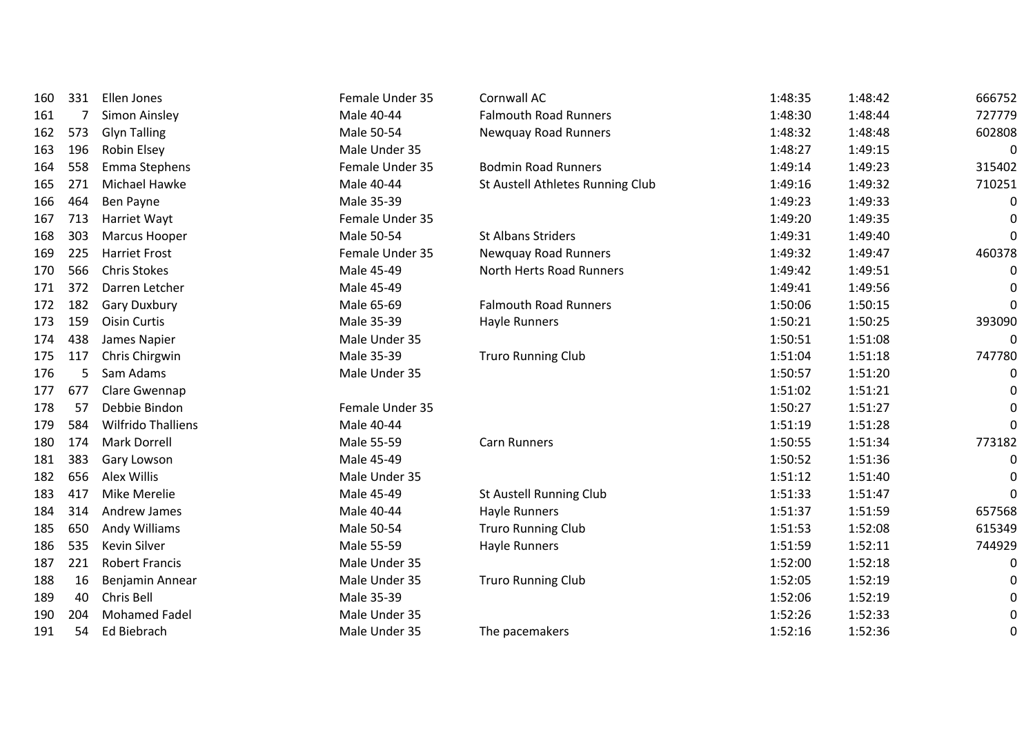| | | | | | | | |
|---|---|---|---|---|---|---|---|
| 160 | 331 | Ellen Jones | Female Under 35 | Cornwall AC | 1:48:35 | 1:48:42 | 666752 |
| 161 | 7 | Simon Ainsley | Male 40-44 | Falmouth Road Runners | 1:48:30 | 1:48:44 | 727779 |
| 162 | 573 | Glyn Talling | Male 50-54 | Newquay Road Runners | 1:48:32 | 1:48:48 | 602808 |
| 163 | 196 | Robin Elsey | Male Under 35 | | 1:48:27 | 1:49:15 | 0 |
| 164 | 558 | Emma Stephens | Female Under 35 | Bodmin Road Runners | 1:49:14 | 1:49:23 | 315402 |
| 165 | 271 | Michael Hawke | Male 40-44 | St Austell Athletes Running Club | 1:49:16 | 1:49:32 | 710251 |
| 166 | 464 | Ben Payne | Male 35-39 | | 1:49:23 | 1:49:33 | 0 |
| 167 | 713 | Harriet Wayt | Female Under 35 | | 1:49:20 | 1:49:35 | 0 |
| 168 | 303 | Marcus Hooper | Male 50-54 | St Albans Striders | 1:49:31 | 1:49:40 | 0 |
| 169 | 225 | Harriet Frost | Female Under 35 | Newquay Road Runners | 1:49:32 | 1:49:47 | 460378 |
| 170 | 566 | Chris Stokes | Male 45-49 | North Herts Road Runners | 1:49:42 | 1:49:51 | 0 |
| 171 | 372 | Darren Letcher | Male 45-49 | | 1:49:41 | 1:49:56 | 0 |
| 172 | 182 | Gary Duxbury | Male 65-69 | Falmouth Road Runners | 1:50:06 | 1:50:15 | 0 |
| 173 | 159 | Oisin Curtis | Male 35-39 | Hayle Runners | 1:50:21 | 1:50:25 | 393090 |
| 174 | 438 | James Napier | Male Under 35 | | 1:50:51 | 1:51:08 | 0 |
| 175 | 117 | Chris Chirgwin | Male 35-39 | Truro Running Club | 1:51:04 | 1:51:18 | 747780 |
| 176 | 5 | Sam Adams | Male Under 35 | | 1:50:57 | 1:51:20 | 0 |
| 177 | 677 | Clare Gwennap | | | 1:51:02 | 1:51:21 | 0 |
| 178 | 57 | Debbie Bindon | Female Under 35 | | 1:50:27 | 1:51:27 | 0 |
| 179 | 584 | Wilfrido Thalliens | Male 40-44 | | 1:51:19 | 1:51:28 | 0 |
| 180 | 174 | Mark Dorrell | Male 55-59 | Carn Runners | 1:50:55 | 1:51:34 | 773182 |
| 181 | 383 | Gary Lowson | Male 45-49 | | 1:50:52 | 1:51:36 | 0 |
| 182 | 656 | Alex Willis | Male Under 35 | | 1:51:12 | 1:51:40 | 0 |
| 183 | 417 | Mike Merelie | Male 45-49 | St Austell Running Club | 1:51:33 | 1:51:47 | 0 |
| 184 | 314 | Andrew James | Male 40-44 | Hayle Runners | 1:51:37 | 1:51:59 | 657568 |
| 185 | 650 | Andy Williams | Male 50-54 | Truro Running Club | 1:51:53 | 1:52:08 | 615349 |
| 186 | 535 | Kevin Silver | Male 55-59 | Hayle Runners | 1:51:59 | 1:52:11 | 744929 |
| 187 | 221 | Robert Francis | Male Under 35 | | 1:52:00 | 1:52:18 | 0 |
| 188 | 16 | Benjamin Annear | Male Under 35 | Truro Running Club | 1:52:05 | 1:52:19 | 0 |
| 189 | 40 | Chris Bell | Male 35-39 | | 1:52:06 | 1:52:19 | 0 |
| 190 | 204 | Mohamed Fadel | Male Under 35 | | 1:52:26 | 1:52:33 | 0 |
| 191 | 54 | Ed Biebrach | Male Under 35 | The pacemakers | 1:52:16 | 1:52:36 | 0 |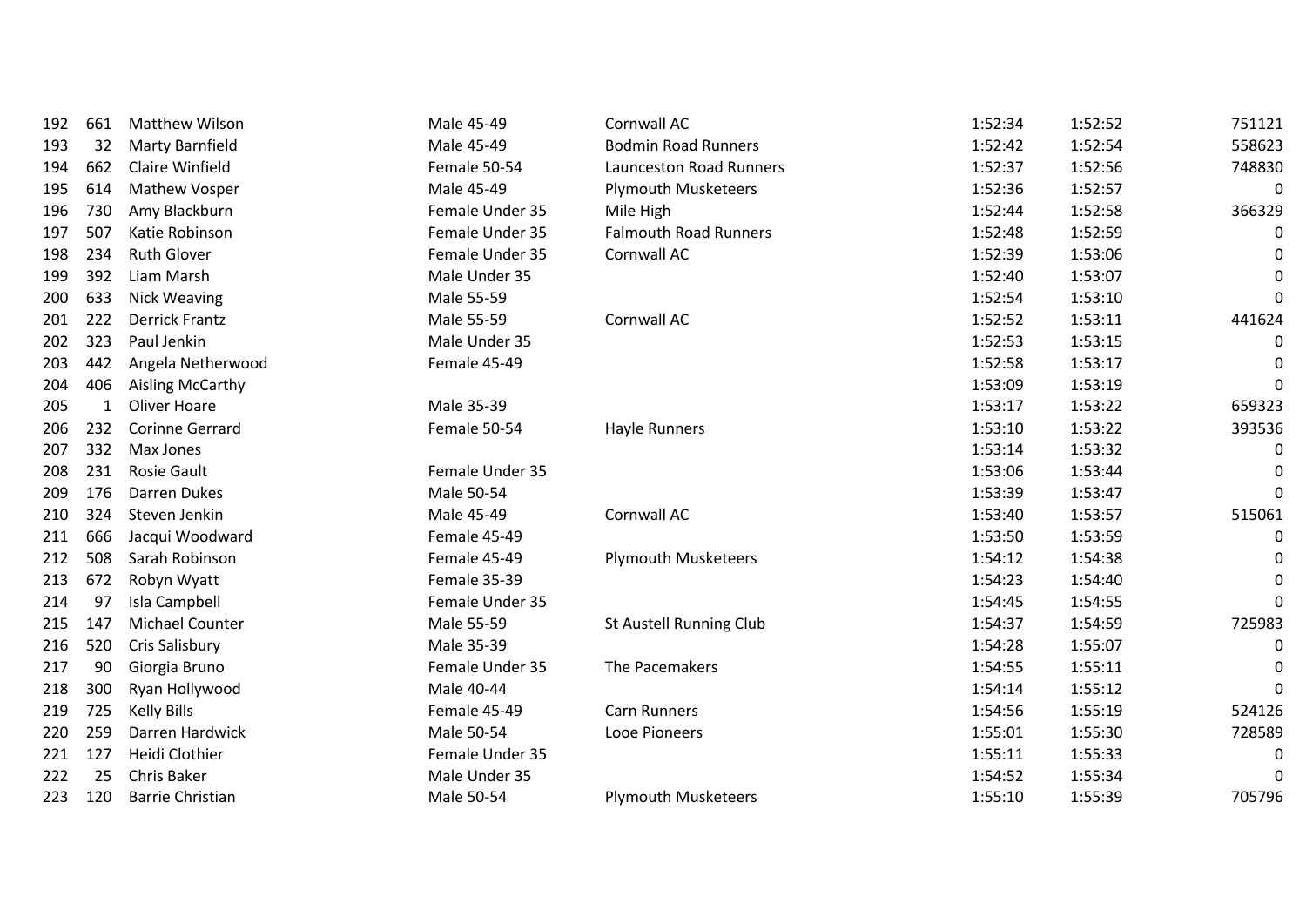| | | | | | | | |
|---|---|---|---|---|---|---|---|
| 192 | 661 | Matthew Wilson | Male 45-49 | Cornwall AC | 1:52:34 | 1:52:52 | 751121 |
| 193 | 32 | Marty Barnfield | Male 45-49 | Bodmin Road Runners | 1:52:42 | 1:52:54 | 558623 |
| 194 | 662 | Claire Winfield | Female 50-54 | Launceston Road Runners | 1:52:37 | 1:52:56 | 748830 |
| 195 | 614 | Mathew Vosper | Male 45-49 | Plymouth Musketeers | 1:52:36 | 1:52:57 | 0 |
| 196 | 730 | Amy Blackburn | Female Under 35 | Mile High | 1:52:44 | 1:52:58 | 366329 |
| 197 | 507 | Katie Robinson | Female Under 35 | Falmouth Road Runners | 1:52:48 | 1:52:59 | 0 |
| 198 | 234 | Ruth Glover | Female Under 35 | Cornwall AC | 1:52:39 | 1:53:06 | 0 |
| 199 | 392 | Liam Marsh | Male Under 35 | | 1:52:40 | 1:53:07 | 0 |
| 200 | 633 | Nick Weaving | Male 55-59 | | 1:52:54 | 1:53:10 | 0 |
| 201 | 222 | Derrick Frantz | Male 55-59 | Cornwall AC | 1:52:52 | 1:53:11 | 441624 |
| 202 | 323 | Paul Jenkin | Male Under 35 | | 1:52:53 | 1:53:15 | 0 |
| 203 | 442 | Angela Netherwood | Female 45-49 | | 1:52:58 | 1:53:17 | 0 |
| 204 | 406 | Aisling McCarthy | | | 1:53:09 | 1:53:19 | 0 |
| 205 | 1 | Oliver Hoare | Male 35-39 | | 1:53:17 | 1:53:22 | 659323 |
| 206 | 232 | Corinne Gerrard | Female 50-54 | Hayle Runners | 1:53:10 | 1:53:22 | 393536 |
| 207 | 332 | Max Jones | | | 1:53:14 | 1:53:32 | 0 |
| 208 | 231 | Rosie Gault | Female Under 35 | | 1:53:06 | 1:53:44 | 0 |
| 209 | 176 | Darren Dukes | Male 50-54 | | 1:53:39 | 1:53:47 | 0 |
| 210 | 324 | Steven Jenkin | Male 45-49 | Cornwall AC | 1:53:40 | 1:53:57 | 515061 |
| 211 | 666 | Jacqui Woodward | Female 45-49 | | 1:53:50 | 1:53:59 | 0 |
| 212 | 508 | Sarah Robinson | Female 45-49 | Plymouth Musketeers | 1:54:12 | 1:54:38 | 0 |
| 213 | 672 | Robyn Wyatt | Female 35-39 | | 1:54:23 | 1:54:40 | 0 |
| 214 | 97 | Isla Campbell | Female Under 35 | | 1:54:45 | 1:54:55 | 0 |
| 215 | 147 | Michael Counter | Male 55-59 | St Austell Running Club | 1:54:37 | 1:54:59 | 725983 |
| 216 | 520 | Cris Salisbury | Male 35-39 | | 1:54:28 | 1:55:07 | 0 |
| 217 | 90 | Giorgia Bruno | Female Under 35 | The Pacemakers | 1:54:55 | 1:55:11 | 0 |
| 218 | 300 | Ryan Hollywood | Male 40-44 | | 1:54:14 | 1:55:12 | 0 |
| 219 | 725 | Kelly Bills | Female 45-49 | Carn Runners | 1:54:56 | 1:55:19 | 524126 |
| 220 | 259 | Darren Hardwick | Male 50-54 | Looe Pioneers | 1:55:01 | 1:55:30 | 728589 |
| 221 | 127 | Heidi Clothier | Female Under 35 | | 1:55:11 | 1:55:33 | 0 |
| 222 | 25 | Chris Baker | Male Under 35 | | 1:54:52 | 1:55:34 | 0 |
| 223 | 120 | Barrie Christian | Male 50-54 | Plymouth Musketeers | 1:55:10 | 1:55:39 | 705796 |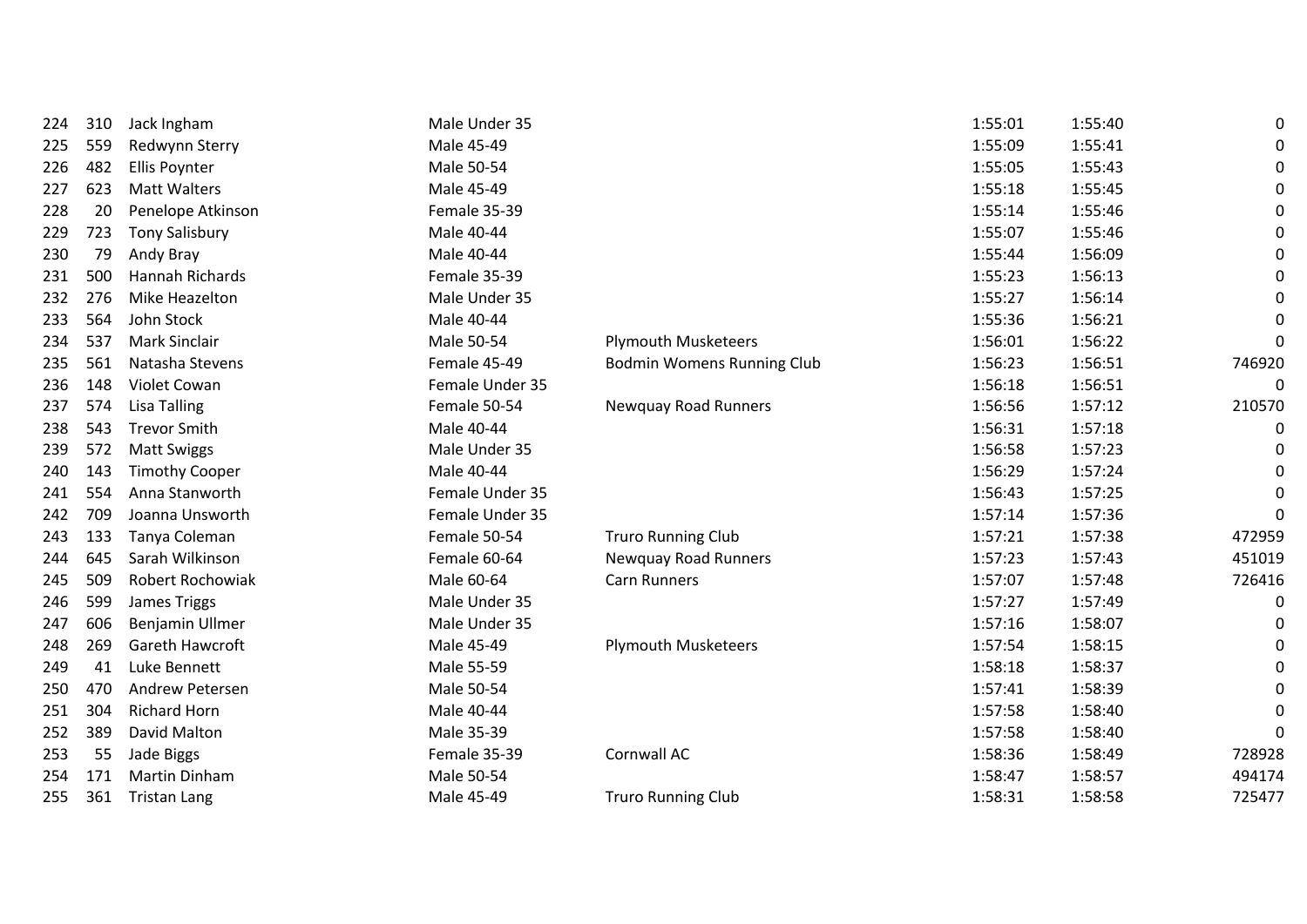| | | | | | | | |
|---|---|---|---|---|---|---|---|
| 224 | 310 | Jack Ingham | Male Under 35 | | 1:55:01 | 1:55:40 | 0 |
| 225 | 559 | Redwynn Sterry | Male 45-49 | | 1:55:09 | 1:55:41 | 0 |
| 226 | 482 | Ellis Poynter | Male 50-54 | | 1:55:05 | 1:55:43 | 0 |
| 227 | 623 | Matt Walters | Male 45-49 | | 1:55:18 | 1:55:45 | 0 |
| 228 | 20 | Penelope Atkinson | Female 35-39 | | 1:55:14 | 1:55:46 | 0 |
| 229 | 723 | Tony Salisbury | Male 40-44 | | 1:55:07 | 1:55:46 | 0 |
| 230 | 79 | Andy Bray | Male 40-44 | | 1:55:44 | 1:56:09 | 0 |
| 231 | 500 | Hannah Richards | Female 35-39 | | 1:55:23 | 1:56:13 | 0 |
| 232 | 276 | Mike Heazelton | Male Under 35 | | 1:55:27 | 1:56:14 | 0 |
| 233 | 564 | John Stock | Male 40-44 | | 1:55:36 | 1:56:21 | 0 |
| 234 | 537 | Mark Sinclair | Male 50-54 | Plymouth Musketeers | 1:56:01 | 1:56:22 | 0 |
| 235 | 561 | Natasha Stevens | Female 45-49 | Bodmin Womens Running Club | 1:56:23 | 1:56:51 | 746920 |
| 236 | 148 | Violet Cowan | Female Under 35 | | 1:56:18 | 1:56:51 | 0 |
| 237 | 574 | Lisa Talling | Female 50-54 | Newquay Road Runners | 1:56:56 | 1:57:12 | 210570 |
| 238 | 543 | Trevor Smith | Male 40-44 | | 1:56:31 | 1:57:18 | 0 |
| 239 | 572 | Matt Swiggs | Male Under 35 | | 1:56:58 | 1:57:23 | 0 |
| 240 | 143 | Timothy Cooper | Male 40-44 | | 1:56:29 | 1:57:24 | 0 |
| 241 | 554 | Anna Stanworth | Female Under 35 | | 1:56:43 | 1:57:25 | 0 |
| 242 | 709 | Joanna Unsworth | Female Under 35 | | 1:57:14 | 1:57:36 | 0 |
| 243 | 133 | Tanya Coleman | Female 50-54 | Truro Running Club | 1:57:21 | 1:57:38 | 472959 |
| 244 | 645 | Sarah Wilkinson | Female 60-64 | Newquay Road Runners | 1:57:23 | 1:57:43 | 451019 |
| 245 | 509 | Robert Rochowiak | Male 60-64 | Carn Runners | 1:57:07 | 1:57:48 | 726416 |
| 246 | 599 | James Triggs | Male Under 35 | | 1:57:27 | 1:57:49 | 0 |
| 247 | 606 | Benjamin Ullmer | Male Under 35 | | 1:57:16 | 1:58:07 | 0 |
| 248 | 269 | Gareth Hawcroft | Male 45-49 | Plymouth Musketeers | 1:57:54 | 1:58:15 | 0 |
| 249 | 41 | Luke Bennett | Male 55-59 | | 1:58:18 | 1:58:37 | 0 |
| 250 | 470 | Andrew Petersen | Male 50-54 | | 1:57:41 | 1:58:39 | 0 |
| 251 | 304 | Richard Horn | Male 40-44 | | 1:57:58 | 1:58:40 | 0 |
| 252 | 389 | David Malton | Male 35-39 | | 1:57:58 | 1:58:40 | 0 |
| 253 | 55 | Jade Biggs | Female 35-39 | Cornwall AC | 1:58:36 | 1:58:49 | 728928 |
| 254 | 171 | Martin Dinham | Male 50-54 | | 1:58:47 | 1:58:57 | 494174 |
| 255 | 361 | Tristan Lang | Male 45-49 | Truro Running Club | 1:58:31 | 1:58:58 | 725477 |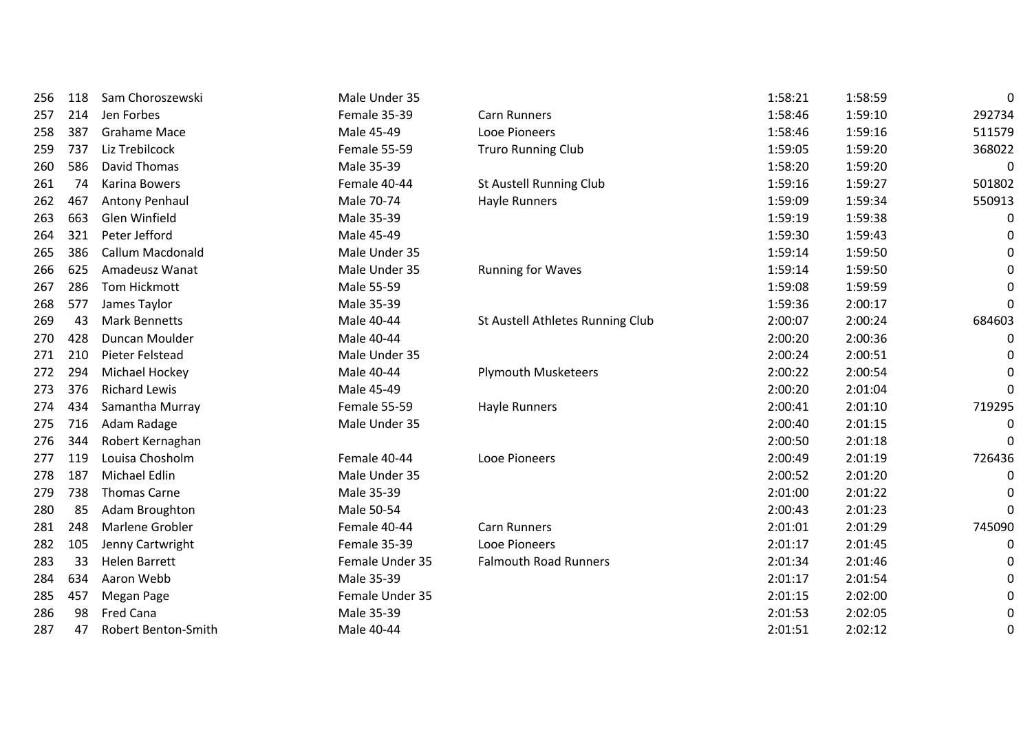| | | | | | | | |
|---|---|---|---|---|---|---|---|
| 256 | 118 | Sam Choroszewski | Male Under 35 | | 1:58:21 | 1:58:59 | 0 |
| 257 | 214 | Jen Forbes | Female 35-39 | Carn Runners | 1:58:46 | 1:59:10 | 292734 |
| 258 | 387 | Grahame Mace | Male 45-49 | Looe Pioneers | 1:58:46 | 1:59:16 | 511579 |
| 259 | 737 | Liz Trebilcock | Female 55-59 | Truro Running Club | 1:59:05 | 1:59:20 | 368022 |
| 260 | 586 | David Thomas | Male 35-39 | | 1:58:20 | 1:59:20 | 0 |
| 261 | 74 | Karina Bowers | Female 40-44 | St Austell Running Club | 1:59:16 | 1:59:27 | 501802 |
| 262 | 467 | Antony Penhaul | Male 70-74 | Hayle Runners | 1:59:09 | 1:59:34 | 550913 |
| 263 | 663 | Glen Winfield | Male 35-39 | | 1:59:19 | 1:59:38 | 0 |
| 264 | 321 | Peter Jefford | Male 45-49 | | 1:59:30 | 1:59:43 | 0 |
| 265 | 386 | Callum Macdonald | Male Under 35 | | 1:59:14 | 1:59:50 | 0 |
| 266 | 625 | Amadeusz Wanat | Male Under 35 | Running for Waves | 1:59:14 | 1:59:50 | 0 |
| 267 | 286 | Tom Hickmott | Male 55-59 | | 1:59:08 | 1:59:59 | 0 |
| 268 | 577 | James Taylor | Male 35-39 | | 1:59:36 | 2:00:17 | 0 |
| 269 | 43 | Mark Bennetts | Male 40-44 | St Austell Athletes Running Club | 2:00:07 | 2:00:24 | 684603 |
| 270 | 428 | Duncan Moulder | Male 40-44 | | 2:00:20 | 2:00:36 | 0 |
| 271 | 210 | Pieter Felstead | Male Under 35 | | 2:00:24 | 2:00:51 | 0 |
| 272 | 294 | Michael Hockey | Male 40-44 | Plymouth Musketeers | 2:00:22 | 2:00:54 | 0 |
| 273 | 376 | Richard Lewis | Male 45-49 | | 2:00:20 | 2:01:04 | 0 |
| 274 | 434 | Samantha Murray | Female 55-59 | Hayle Runners | 2:00:41 | 2:01:10 | 719295 |
| 275 | 716 | Adam Radage | Male Under 35 | | 2:00:40 | 2:01:15 | 0 |
| 276 | 344 | Robert Kernaghan | | | 2:00:50 | 2:01:18 | 0 |
| 277 | 119 | Louisa Chosholm | Female 40-44 | Looe Pioneers | 2:00:49 | 2:01:19 | 726436 |
| 278 | 187 | Michael Edlin | Male Under 35 | | 2:00:52 | 2:01:20 | 0 |
| 279 | 738 | Thomas Carne | Male 35-39 | | 2:01:00 | 2:01:22 | 0 |
| 280 | 85 | Adam Broughton | Male 50-54 | | 2:00:43 | 2:01:23 | 0 |
| 281 | 248 | Marlene Grobler | Female 40-44 | Carn Runners | 2:01:01 | 2:01:29 | 745090 |
| 282 | 105 | Jenny Cartwright | Female 35-39 | Looe Pioneers | 2:01:17 | 2:01:45 | 0 |
| 283 | 33 | Helen Barrett | Female Under 35 | Falmouth Road Runners | 2:01:34 | 2:01:46 | 0 |
| 284 | 634 | Aaron Webb | Male 35-39 | | 2:01:17 | 2:01:54 | 0 |
| 285 | 457 | Megan Page | Female Under 35 | | 2:01:15 | 2:02:00 | 0 |
| 286 | 98 | Fred Cana | Male 35-39 | | 2:01:53 | 2:02:05 | 0 |
| 287 | 47 | Robert Benton-Smith | Male 40-44 | | 2:01:51 | 2:02:12 | 0 |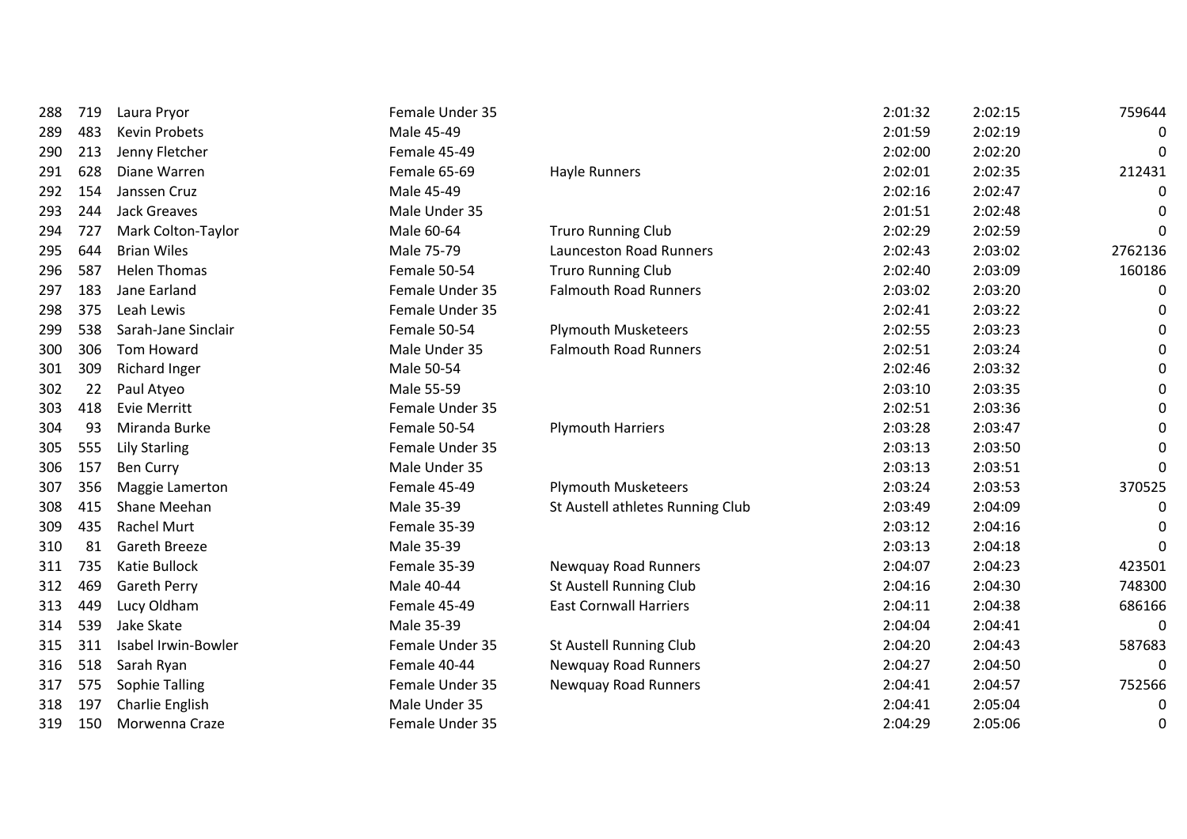| | | | | | | | |
|---|---|---|---|---|---|---|---|
| 288 | 719 | Laura Pryor | Female Under 35 | | 2:01:32 | 2:02:15 | 759644 |
| 289 | 483 | Kevin Probets | Male 45-49 | | 2:01:59 | 2:02:19 | 0 |
| 290 | 213 | Jenny Fletcher | Female 45-49 | | 2:02:00 | 2:02:20 | 0 |
| 291 | 628 | Diane Warren | Female 65-69 | Hayle Runners | 2:02:01 | 2:02:35 | 212431 |
| 292 | 154 | Janssen Cruz | Male 45-49 | | 2:02:16 | 2:02:47 | 0 |
| 293 | 244 | Jack Greaves | Male Under 35 | | 2:01:51 | 2:02:48 | 0 |
| 294 | 727 | Mark Colton-Taylor | Male 60-64 | Truro Running Club | 2:02:29 | 2:02:59 | 0 |
| 295 | 644 | Brian Wiles | Male 75-79 | Launceston Road Runners | 2:02:43 | 2:03:02 | 2762136 |
| 296 | 587 | Helen Thomas | Female 50-54 | Truro Running Club | 2:02:40 | 2:03:09 | 160186 |
| 297 | 183 | Jane Earland | Female Under 35 | Falmouth Road Runners | 2:03:02 | 2:03:20 | 0 |
| 298 | 375 | Leah Lewis | Female Under 35 | | 2:02:41 | 2:03:22 | 0 |
| 299 | 538 | Sarah-Jane Sinclair | Female 50-54 | Plymouth Musketeers | 2:02:55 | 2:03:23 | 0 |
| 300 | 306 | Tom Howard | Male Under 35 | Falmouth Road Runners | 2:02:51 | 2:03:24 | 0 |
| 301 | 309 | Richard Inger | Male 50-54 | | 2:02:46 | 2:03:32 | 0 |
| 302 | 22 | Paul Atyeo | Male 55-59 | | 2:03:10 | 2:03:35 | 0 |
| 303 | 418 | Evie Merritt | Female Under 35 | | 2:02:51 | 2:03:36 | 0 |
| 304 | 93 | Miranda Burke | Female 50-54 | Plymouth Harriers | 2:03:28 | 2:03:47 | 0 |
| 305 | 555 | Lily Starling | Female Under 35 | | 2:03:13 | 2:03:50 | 0 |
| 306 | 157 | Ben Curry | Male Under 35 | | 2:03:13 | 2:03:51 | 0 |
| 307 | 356 | Maggie Lamerton | Female 45-49 | Plymouth Musketeers | 2:03:24 | 2:03:53 | 370525 |
| 308 | 415 | Shane Meehan | Male 35-39 | St Austell athletes Running Club | 2:03:49 | 2:04:09 | 0 |
| 309 | 435 | Rachel Murt | Female 35-39 | | 2:03:12 | 2:04:16 | 0 |
| 310 | 81 | Gareth Breeze | Male 35-39 | | 2:03:13 | 2:04:18 | 0 |
| 311 | 735 | Katie Bullock | Female 35-39 | Newquay Road Runners | 2:04:07 | 2:04:23 | 423501 |
| 312 | 469 | Gareth Perry | Male 40-44 | St Austell Running Club | 2:04:16 | 2:04:30 | 748300 |
| 313 | 449 | Lucy Oldham | Female 45-49 | East Cornwall Harriers | 2:04:11 | 2:04:38 | 686166 |
| 314 | 539 | Jake Skate | Male 35-39 | | 2:04:04 | 2:04:41 | 0 |
| 315 | 311 | Isabel Irwin-Bowler | Female Under 35 | St Austell Running Club | 2:04:20 | 2:04:43 | 587683 |
| 316 | 518 | Sarah Ryan | Female 40-44 | Newquay Road Runners | 2:04:27 | 2:04:50 | 0 |
| 317 | 575 | Sophie Talling | Female Under 35 | Newquay Road Runners | 2:04:41 | 2:04:57 | 752566 |
| 318 | 197 | Charlie English | Male Under 35 | | 2:04:41 | 2:05:04 | 0 |
| 319 | 150 | Morwenna Craze | Female Under 35 | | 2:04:29 | 2:05:06 | 0 |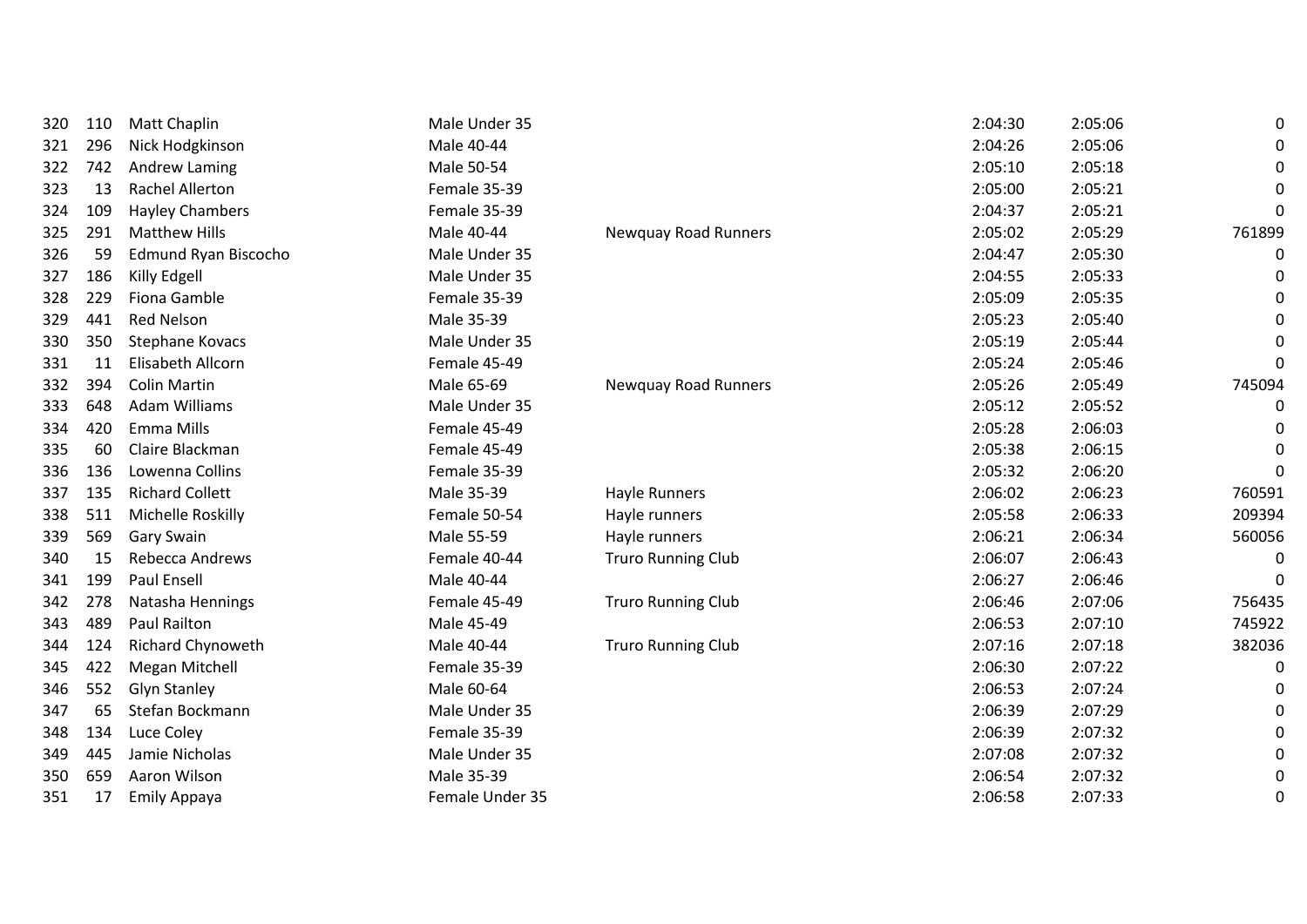| | | | | | | | |
|---|---|---|---|---|---|---|---|
| 320 | 110 | Matt Chaplin | Male Under 35 | | 2:04:30 | 2:05:06 | 0 |
| 321 | 296 | Nick Hodgkinson | Male 40-44 | | 2:04:26 | 2:05:06 | 0 |
| 322 | 742 | Andrew Laming | Male 50-54 | | 2:05:10 | 2:05:18 | 0 |
| 323 | 13 | Rachel Allerton | Female 35-39 | | 2:05:00 | 2:05:21 | 0 |
| 324 | 109 | Hayley Chambers | Female 35-39 | | 2:04:37 | 2:05:21 | 0 |
| 325 | 291 | Matthew Hills | Male 40-44 | Newquay Road Runners | 2:05:02 | 2:05:29 | 761899 |
| 326 | 59 | Edmund Ryan Biscocho | Male Under 35 | | 2:04:47 | 2:05:30 | 0 |
| 327 | 186 | Killy Edgell | Male Under 35 | | 2:04:55 | 2:05:33 | 0 |
| 328 | 229 | Fiona Gamble | Female 35-39 | | 2:05:09 | 2:05:35 | 0 |
| 329 | 441 | Red Nelson | Male 35-39 | | 2:05:23 | 2:05:40 | 0 |
| 330 | 350 | Stephane Kovacs | Male Under 35 | | 2:05:19 | 2:05:44 | 0 |
| 331 | 11 | Elisabeth Allcorn | Female 45-49 | | 2:05:24 | 2:05:46 | 0 |
| 332 | 394 | Colin Martin | Male 65-69 | Newquay Road Runners | 2:05:26 | 2:05:49 | 745094 |
| 333 | 648 | Adam Williams | Male Under 35 | | 2:05:12 | 2:05:52 | 0 |
| 334 | 420 | Emma Mills | Female 45-49 | | 2:05:28 | 2:06:03 | 0 |
| 335 | 60 | Claire Blackman | Female 45-49 | | 2:05:38 | 2:06:15 | 0 |
| 336 | 136 | Lowenna Collins | Female 35-39 | | 2:05:32 | 2:06:20 | 0 |
| 337 | 135 | Richard Collett | Male 35-39 | Hayle Runners | 2:06:02 | 2:06:23 | 760591 |
| 338 | 511 | Michelle Roskilly | Female 50-54 | Hayle runners | 2:05:58 | 2:06:33 | 209394 |
| 339 | 569 | Gary Swain | Male 55-59 | Hayle runners | 2:06:21 | 2:06:34 | 560056 |
| 340 | 15 | Rebecca Andrews | Female 40-44 | Truro Running Club | 2:06:07 | 2:06:43 | 0 |
| 341 | 199 | Paul Ensell | Male 40-44 | | 2:06:27 | 2:06:46 | 0 |
| 342 | 278 | Natasha Hennings | Female 45-49 | Truro Running Club | 2:06:46 | 2:07:06 | 756435 |
| 343 | 489 | Paul Railton | Male 45-49 | | 2:06:53 | 2:07:10 | 745922 |
| 344 | 124 | Richard Chynoweth | Male 40-44 | Truro Running Club | 2:07:16 | 2:07:18 | 382036 |
| 345 | 422 | Megan Mitchell | Female 35-39 | | 2:06:30 | 2:07:22 | 0 |
| 346 | 552 | Glyn Stanley | Male 60-64 | | 2:06:53 | 2:07:24 | 0 |
| 347 | 65 | Stefan Bockmann | Male Under 35 | | 2:06:39 | 2:07:29 | 0 |
| 348 | 134 | Luce Coley | Female 35-39 | | 2:06:39 | 2:07:32 | 0 |
| 349 | 445 | Jamie Nicholas | Male Under 35 | | 2:07:08 | 2:07:32 | 0 |
| 350 | 659 | Aaron Wilson | Male 35-39 | | 2:06:54 | 2:07:32 | 0 |
| 351 | 17 | Emily Appaya | Female Under 35 | | 2:06:58 | 2:07:33 | 0 |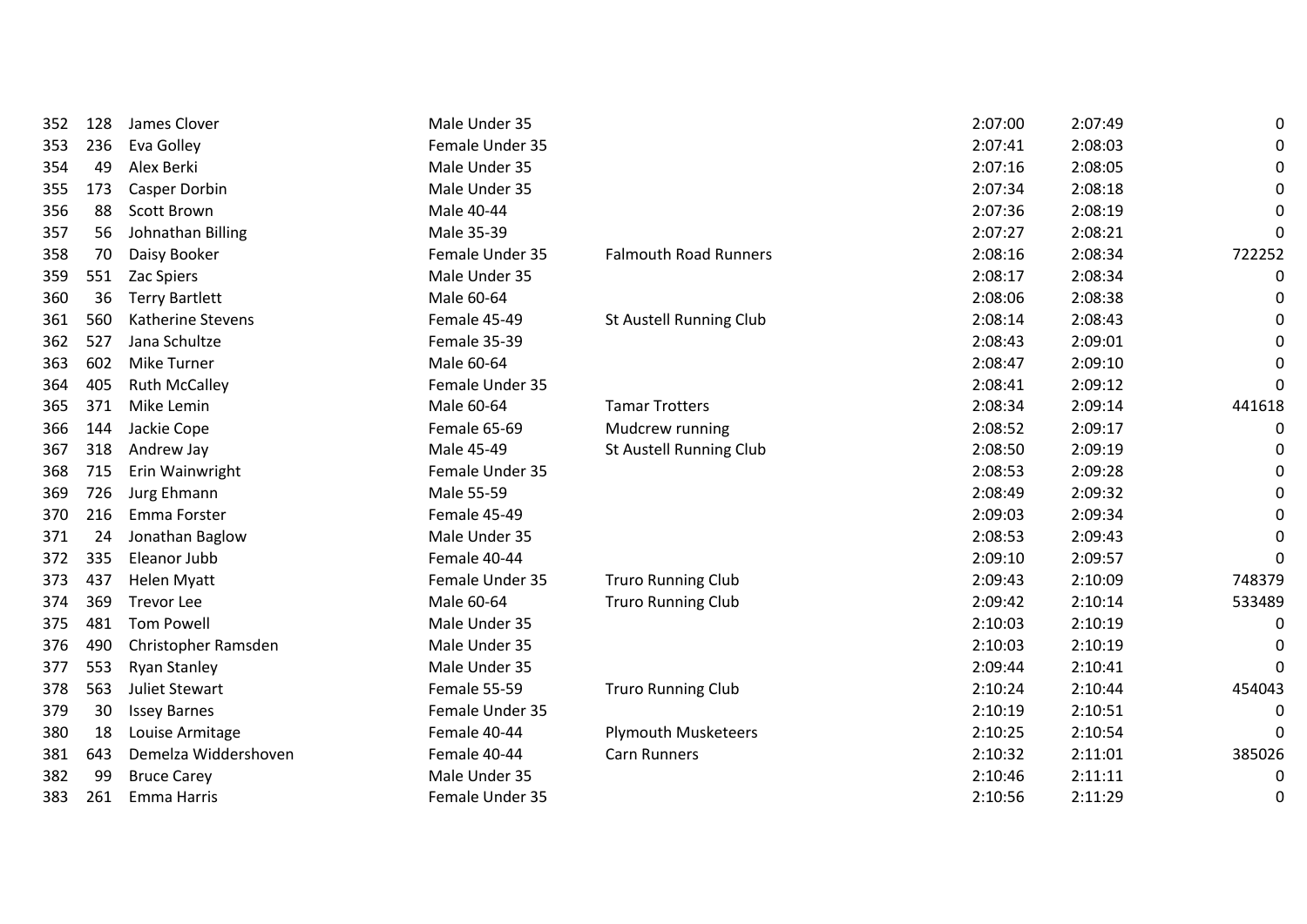| | | | | | | | |
|---|---|---|---|---|---|---|---|
| 352 | 128 | James Clover | Male Under 35 | | 2:07:00 | 2:07:49 | 0 |
| 353 | 236 | Eva Golley | Female Under 35 | | 2:07:41 | 2:08:03 | 0 |
| 354 | 49 | Alex Berki | Male Under 35 | | 2:07:16 | 2:08:05 | 0 |
| 355 | 173 | Casper Dorbin | Male Under 35 | | 2:07:34 | 2:08:18 | 0 |
| 356 | 88 | Scott Brown | Male 40-44 | | 2:07:36 | 2:08:19 | 0 |
| 357 | 56 | Johnathan Billing | Male 35-39 | | 2:07:27 | 2:08:21 | 0 |
| 358 | 70 | Daisy Booker | Female Under 35 | Falmouth Road Runners | 2:08:16 | 2:08:34 | 722252 |
| 359 | 551 | Zac Spiers | Male Under 35 | | 2:08:17 | 2:08:34 | 0 |
| 360 | 36 | Terry Bartlett | Male 60-64 | | 2:08:06 | 2:08:38 | 0 |
| 361 | 560 | Katherine Stevens | Female 45-49 | St Austell Running Club | 2:08:14 | 2:08:43 | 0 |
| 362 | 527 | Jana Schultze | Female 35-39 | | 2:08:43 | 2:09:01 | 0 |
| 363 | 602 | Mike Turner | Male 60-64 | | 2:08:47 | 2:09:10 | 0 |
| 364 | 405 | Ruth McCalley | Female Under 35 | | 2:08:41 | 2:09:12 | 0 |
| 365 | 371 | Mike Lemin | Male 60-64 | Tamar Trotters | 2:08:34 | 2:09:14 | 441618 |
| 366 | 144 | Jackie Cope | Female 65-69 | Mudcrew running | 2:08:52 | 2:09:17 | 0 |
| 367 | 318 | Andrew Jay | Male 45-49 | St Austell Running Club | 2:08:50 | 2:09:19 | 0 |
| 368 | 715 | Erin Wainwright | Female Under 35 | | 2:08:53 | 2:09:28 | 0 |
| 369 | 726 | Jurg Ehmann | Male 55-59 | | 2:08:49 | 2:09:32 | 0 |
| 370 | 216 | Emma Forster | Female 45-49 | | 2:09:03 | 2:09:34 | 0 |
| 371 | 24 | Jonathan Baglow | Male Under 35 | | 2:08:53 | 2:09:43 | 0 |
| 372 | 335 | Eleanor Jubb | Female 40-44 | | 2:09:10 | 2:09:57 | 0 |
| 373 | 437 | Helen Myatt | Female Under 35 | Truro Running Club | 2:09:43 | 2:10:09 | 748379 |
| 374 | 369 | Trevor Lee | Male 60-64 | Truro Running Club | 2:09:42 | 2:10:14 | 533489 |
| 375 | 481 | Tom Powell | Male Under 35 | | 2:10:03 | 2:10:19 | 0 |
| 376 | 490 | Christopher Ramsden | Male Under 35 | | 2:10:03 | 2:10:19 | 0 |
| 377 | 553 | Ryan Stanley | Male Under 35 | | 2:09:44 | 2:10:41 | 0 |
| 378 | 563 | Juliet Stewart | Female 55-59 | Truro Running Club | 2:10:24 | 2:10:44 | 454043 |
| 379 | 30 | Issey Barnes | Female Under 35 | | 2:10:19 | 2:10:51 | 0 |
| 380 | 18 | Louise Armitage | Female 40-44 | Plymouth Musketeers | 2:10:25 | 2:10:54 | 0 |
| 381 | 643 | Demelza Widdershoven | Female 40-44 | Carn Runners | 2:10:32 | 2:11:01 | 385026 |
| 382 | 99 | Bruce Carey | Male Under 35 | | 2:10:46 | 2:11:11 | 0 |
| 383 | 261 | Emma Harris | Female Under 35 | | 2:10:56 | 2:11:29 | 0 |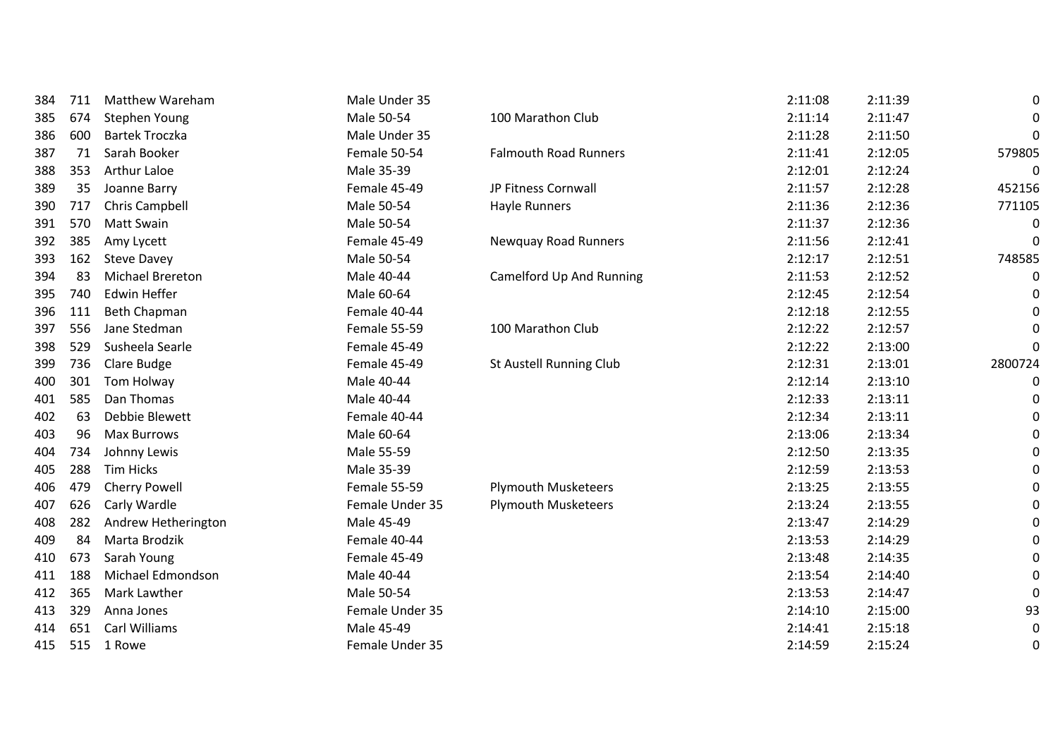| | | | | | | | |
|---|---|---|---|---|---|---|---|
| 384 | 711 | Matthew Wareham | Male Under 35 | | 2:11:08 | 2:11:39 | 0 |
| 385 | 674 | Stephen Young | Male 50-54 | 100 Marathon Club | 2:11:14 | 2:11:47 | 0 |
| 386 | 600 | Bartek Troczka | Male Under 35 | | 2:11:28 | 2:11:50 | 0 |
| 387 | 71 | Sarah Booker | Female 50-54 | Falmouth Road Runners | 2:11:41 | 2:12:05 | 579805 |
| 388 | 353 | Arthur Laloe | Male 35-39 | | 2:12:01 | 2:12:24 | 0 |
| 389 | 35 | Joanne Barry | Female 45-49 | JP Fitness Cornwall | 2:11:57 | 2:12:28 | 452156 |
| 390 | 717 | Chris Campbell | Male 50-54 | Hayle Runners | 2:11:36 | 2:12:36 | 771105 |
| 391 | 570 | Matt Swain | Male 50-54 | | 2:11:37 | 2:12:36 | 0 |
| 392 | 385 | Amy Lycett | Female 45-49 | Newquay Road Runners | 2:11:56 | 2:12:41 | 0 |
| 393 | 162 | Steve Davey | Male 50-54 | | 2:12:17 | 2:12:51 | 748585 |
| 394 | 83 | Michael Brereton | Male 40-44 | Camelford Up And Running | 2:11:53 | 2:12:52 | 0 |
| 395 | 740 | Edwin Heffer | Male 60-64 | | 2:12:45 | 2:12:54 | 0 |
| 396 | 111 | Beth Chapman | Female 40-44 | | 2:12:18 | 2:12:55 | 0 |
| 397 | 556 | Jane Stedman | Female 55-59 | 100 Marathon Club | 2:12:22 | 2:12:57 | 0 |
| 398 | 529 | Susheela Searle | Female 45-49 | | 2:12:22 | 2:13:00 | 0 |
| 399 | 736 | Clare Budge | Female 45-49 | St Austell Running Club | 2:12:31 | 2:13:01 | 2800724 |
| 400 | 301 | Tom Holway | Male 40-44 | | 2:12:14 | 2:13:10 | 0 |
| 401 | 585 | Dan Thomas | Male 40-44 | | 2:12:33 | 2:13:11 | 0 |
| 402 | 63 | Debbie Blewett | Female 40-44 | | 2:12:34 | 2:13:11 | 0 |
| 403 | 96 | Max Burrows | Male 60-64 | | 2:13:06 | 2:13:34 | 0 |
| 404 | 734 | Johnny Lewis | Male 55-59 | | 2:12:50 | 2:13:35 | 0 |
| 405 | 288 | Tim Hicks | Male 35-39 | | 2:12:59 | 2:13:53 | 0 |
| 406 | 479 | Cherry Powell | Female 55-59 | Plymouth Musketeers | 2:13:25 | 2:13:55 | 0 |
| 407 | 626 | Carly Wardle | Female Under 35 | Plymouth Musketeers | 2:13:24 | 2:13:55 | 0 |
| 408 | 282 | Andrew Hetherington | Male 45-49 | | 2:13:47 | 2:14:29 | 0 |
| 409 | 84 | Marta Brodzik | Female 40-44 | | 2:13:53 | 2:14:29 | 0 |
| 410 | 673 | Sarah Young | Female 45-49 | | 2:13:48 | 2:14:35 | 0 |
| 411 | 188 | Michael Edmondson | Male 40-44 | | 2:13:54 | 2:14:40 | 0 |
| 412 | 365 | Mark Lawther | Male 50-54 | | 2:13:53 | 2:14:47 | 0 |
| 413 | 329 | Anna Jones | Female Under 35 | | 2:14:10 | 2:15:00 | 93 |
| 414 | 651 | Carl Williams | Male 45-49 | | 2:14:41 | 2:15:18 | 0 |
| 415 | 515 | 1 Rowe | Female Under 35 | | 2:14:59 | 2:15:24 | 0 |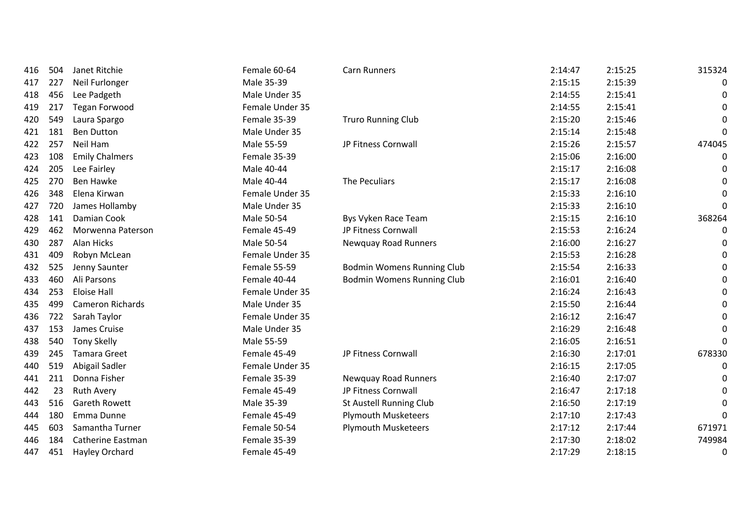| | | | | | | | |
|---|---|---|---|---|---|---|---|
| 416 | 504 | Janet Ritchie | Female 60-64 | Carn Runners | 2:14:47 | 2:15:25 | 315324 |
| 417 | 227 | Neil Furlonger | Male 35-39 | | 2:15:15 | 2:15:39 | 0 |
| 418 | 456 | Lee Padgeth | Male Under 35 | | 2:14:55 | 2:15:41 | 0 |
| 419 | 217 | Tegan Forwood | Female Under 35 | | 2:14:55 | 2:15:41 | 0 |
| 420 | 549 | Laura Spargo | Female 35-39 | Truro Running Club | 2:15:20 | 2:15:46 | 0 |
| 421 | 181 | Ben Dutton | Male Under 35 | | 2:15:14 | 2:15:48 | 0 |
| 422 | 257 | Neil Ham | Male 55-59 | JP Fitness Cornwall | 2:15:26 | 2:15:57 | 474045 |
| 423 | 108 | Emily Chalmers | Female 35-39 | | 2:15:06 | 2:16:00 | 0 |
| 424 | 205 | Lee Fairley | Male 40-44 | | 2:15:17 | 2:16:08 | 0 |
| 425 | 270 | Ben Hawke | Male 40-44 | The Peculiars | 2:15:17 | 2:16:08 | 0 |
| 426 | 348 | Elena Kirwan | Female Under 35 | | 2:15:33 | 2:16:10 | 0 |
| 427 | 720 | James Hollamby | Male Under 35 | | 2:15:33 | 2:16:10 | 0 |
| 428 | 141 | Damian Cook | Male 50-54 | Bys Vyken Race Team | 2:15:15 | 2:16:10 | 368264 |
| 429 | 462 | Morwenna Paterson | Female 45-49 | JP Fitness Cornwall | 2:15:53 | 2:16:24 | 0 |
| 430 | 287 | Alan Hicks | Male 50-54 | Newquay Road Runners | 2:16:00 | 2:16:27 | 0 |
| 431 | 409 | Robyn McLean | Female Under 35 | | 2:15:53 | 2:16:28 | 0 |
| 432 | 525 | Jenny Saunter | Female 55-59 | Bodmin Womens Running Club | 2:15:54 | 2:16:33 | 0 |
| 433 | 460 | Ali Parsons | Female 40-44 | Bodmin Womens Running Club | 2:16:01 | 2:16:40 | 0 |
| 434 | 253 | Eloise Hall | Female Under 35 | | 2:16:24 | 2:16:43 | 0 |
| 435 | 499 | Cameron Richards | Male Under 35 | | 2:15:50 | 2:16:44 | 0 |
| 436 | 722 | Sarah Taylor | Female Under 35 | | 2:16:12 | 2:16:47 | 0 |
| 437 | 153 | James Cruise | Male Under 35 | | 2:16:29 | 2:16:48 | 0 |
| 438 | 540 | Tony Skelly | Male 55-59 | | 2:16:05 | 2:16:51 | 0 |
| 439 | 245 | Tamara Greet | Female 45-49 | JP Fitness Cornwall | 2:16:30 | 2:17:01 | 678330 |
| 440 | 519 | Abigail Sadler | Female Under 35 | | 2:16:15 | 2:17:05 | 0 |
| 441 | 211 | Donna Fisher | Female 35-39 | Newquay Road Runners | 2:16:40 | 2:17:07 | 0 |
| 442 | 23 | Ruth Avery | Female 45-49 | JP Fitness Cornwall | 2:16:47 | 2:17:18 | 0 |
| 443 | 516 | Gareth Rowett | Male 35-39 | St Austell Running Club | 2:16:50 | 2:17:19 | 0 |
| 444 | 180 | Emma Dunne | Female 45-49 | Plymouth Musketeers | 2:17:10 | 2:17:43 | 0 |
| 445 | 603 | Samantha Turner | Female 50-54 | Plymouth Musketeers | 2:17:12 | 2:17:44 | 671971 |
| 446 | 184 | Catherine Eastman | Female 35-39 | | 2:17:30 | 2:18:02 | 749984 |
| 447 | 451 | Hayley Orchard | Female 45-49 | | 2:17:29 | 2:18:15 | 0 |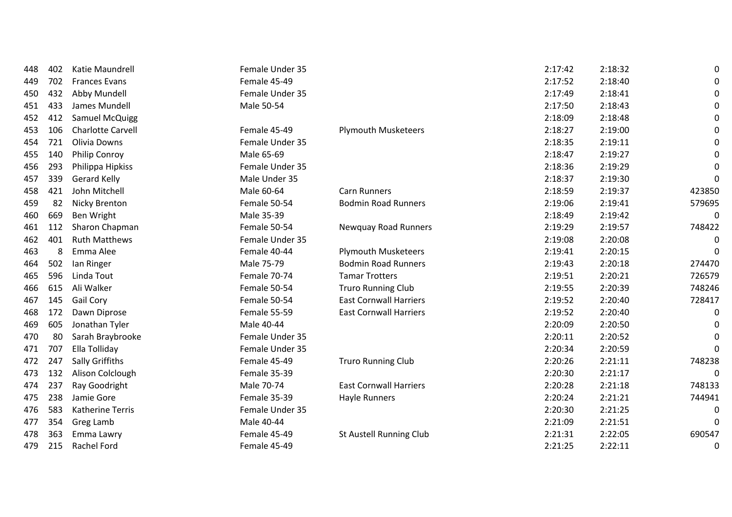| | | | | | | | |
|---|---|---|---|---|---|---|---|
| 448 | 402 | Katie Maundrell | Female Under 35 | | 2:17:42 | 2:18:32 | 0 |
| 449 | 702 | Frances Evans | Female 45-49 | | 2:17:52 | 2:18:40 | 0 |
| 450 | 432 | Abby Mundell | Female Under 35 | | 2:17:49 | 2:18:41 | 0 |
| 451 | 433 | James Mundell | Male 50-54 | | 2:17:50 | 2:18:43 | 0 |
| 452 | 412 | Samuel McQuigg | | | 2:18:09 | 2:18:48 | 0 |
| 453 | 106 | Charlotte Carvell | Female 45-49 | Plymouth Musketeers | 2:18:27 | 2:19:00 | 0 |
| 454 | 721 | Olivia Downs | Female Under 35 | | 2:18:35 | 2:19:11 | 0 |
| 455 | 140 | Philip Conroy | Male 65-69 | | 2:18:47 | 2:19:27 | 0 |
| 456 | 293 | Philippa Hipkiss | Female Under 35 | | 2:18:36 | 2:19:29 | 0 |
| 457 | 339 | Gerard Kelly | Male Under 35 | | 2:18:37 | 2:19:30 | 0 |
| 458 | 421 | John Mitchell | Male 60-64 | Carn Runners | 2:18:59 | 2:19:37 | 423850 |
| 459 | 82 | Nicky Brenton | Female 50-54 | Bodmin Road Runners | 2:19:06 | 2:19:41 | 579695 |
| 460 | 669 | Ben Wright | Male 35-39 | | 2:18:49 | 2:19:42 | 0 |
| 461 | 112 | Sharon Chapman | Female 50-54 | Newquay Road Runners | 2:19:29 | 2:19:57 | 748422 |
| 462 | 401 | Ruth Matthews | Female Under 35 | | 2:19:08 | 2:20:08 | 0 |
| 463 | 8 | Emma Alee | Female 40-44 | Plymouth Musketeers | 2:19:41 | 2:20:15 | 0 |
| 464 | 502 | Ian Ringer | Male 75-79 | Bodmin Road Runners | 2:19:43 | 2:20:18 | 274470 |
| 465 | 596 | Linda Tout | Female 70-74 | Tamar Trotters | 2:19:51 | 2:20:21 | 726579 |
| 466 | 615 | Ali Walker | Female 50-54 | Truro Running Club | 2:19:55 | 2:20:39 | 748246 |
| 467 | 145 | Gail Cory | Female 50-54 | East Cornwall Harriers | 2:19:52 | 2:20:40 | 728417 |
| 468 | 172 | Dawn Diprose | Female 55-59 | East Cornwall Harriers | 2:19:52 | 2:20:40 | 0 |
| 469 | 605 | Jonathan Tyler | Male 40-44 | | 2:20:09 | 2:20:50 | 0 |
| 470 | 80 | Sarah Braybrooke | Female Under 35 | | 2:20:11 | 2:20:52 | 0 |
| 471 | 707 | Ella Tolliday | Female Under 35 | | 2:20:34 | 2:20:59 | 0 |
| 472 | 247 | Sally Griffiths | Female 45-49 | Truro Running Club | 2:20:26 | 2:21:11 | 748238 |
| 473 | 132 | Alison Colclough | Female 35-39 | | 2:20:30 | 2:21:17 | 0 |
| 474 | 237 | Ray Goodright | Male 70-74 | East Cornwall Harriers | 2:20:28 | 2:21:18 | 748133 |
| 475 | 238 | Jamie Gore | Female 35-39 | Hayle Runners | 2:20:24 | 2:21:21 | 744941 |
| 476 | 583 | Katherine Terris | Female Under 35 | | 2:20:30 | 2:21:25 | 0 |
| 477 | 354 | Greg Lamb | Male 40-44 | | 2:21:09 | 2:21:51 | 0 |
| 478 | 363 | Emma Lawry | Female 45-49 | St Austell Running Club | 2:21:31 | 2:22:05 | 690547 |
| 479 | 215 | Rachel Ford | Female 45-49 | | 2:21:25 | 2:22:11 | 0 |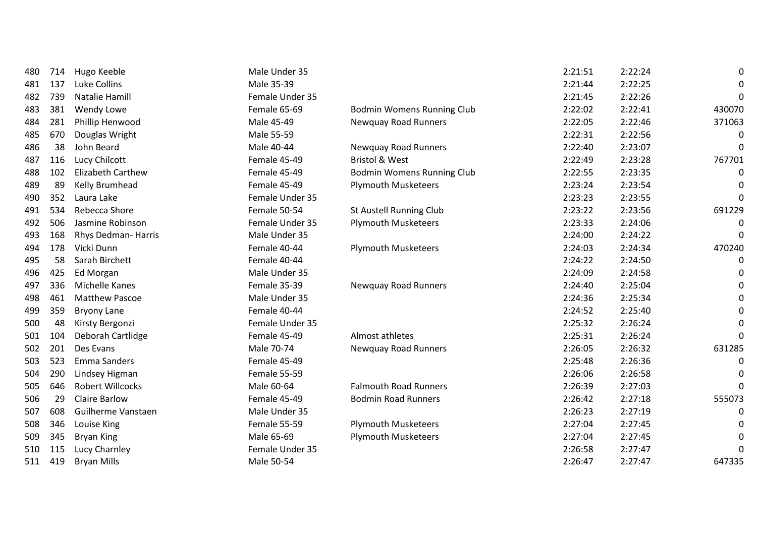| | | | | | | | |
|---|---|---|---|---|---|---|---|
| 480 | 714 | Hugo Keeble | Male Under 35 | | 2:21:51 | 2:22:24 | 0 |
| 481 | 137 | Luke Collins | Male 35-39 | | 2:21:44 | 2:22:25 | 0 |
| 482 | 739 | Natalie Hamill | Female Under 35 | | 2:21:45 | 2:22:26 | 0 |
| 483 | 381 | Wendy Lowe | Female 65-69 | Bodmin Womens Running Club | 2:22:02 | 2:22:41 | 430070 |
| 484 | 281 | Phillip Henwood | Male 45-49 | Newquay Road Runners | 2:22:05 | 2:22:46 | 371063 |
| 485 | 670 | Douglas Wright | Male 55-59 | | 2:22:31 | 2:22:56 | 0 |
| 486 | 38 | John Beard | Male 40-44 | Newquay Road Runners | 2:22:40 | 2:23:07 | 0 |
| 487 | 116 | Lucy Chilcott | Female 45-49 | Bristol & West | 2:22:49 | 2:23:28 | 767701 |
| 488 | 102 | Elizabeth Carthew | Female 45-49 | Bodmin Womens Running Club | 2:22:55 | 2:23:35 | 0 |
| 489 | 89 | Kelly Brumhead | Female 45-49 | Plymouth Musketeers | 2:23:24 | 2:23:54 | 0 |
| 490 | 352 | Laura Lake | Female Under 35 | | 2:23:23 | 2:23:55 | 0 |
| 491 | 534 | Rebecca Shore | Female 50-54 | St Austell Running Club | 2:23:22 | 2:23:56 | 691229 |
| 492 | 506 | Jasmine Robinson | Female Under 35 | Plymouth Musketeers | 2:23:33 | 2:24:06 | 0 |
| 493 | 168 | Rhys Dedman- Harris | Male Under 35 | | 2:24:00 | 2:24:22 | 0 |
| 494 | 178 | Vicki Dunn | Female 40-44 | Plymouth Musketeers | 2:24:03 | 2:24:34 | 470240 |
| 495 | 58 | Sarah Birchett | Female 40-44 | | 2:24:22 | 2:24:50 | 0 |
| 496 | 425 | Ed Morgan | Male Under 35 | | 2:24:09 | 2:24:58 | 0 |
| 497 | 336 | Michelle Kanes | Female 35-39 | Newquay Road Runners | 2:24:40 | 2:25:04 | 0 |
| 498 | 461 | Matthew Pascoe | Male Under 35 | | 2:24:36 | 2:25:34 | 0 |
| 499 | 359 | Bryony Lane | Female 40-44 | | 2:24:52 | 2:25:40 | 0 |
| 500 | 48 | Kirsty Bergonzi | Female Under 35 | | 2:25:32 | 2:26:24 | 0 |
| 501 | 104 | Deborah Cartlidge | Female 45-49 | Almost athletes | 2:25:31 | 2:26:24 | 0 |
| 502 | 201 | Des Evans | Male 70-74 | Newquay Road Runners | 2:26:05 | 2:26:32 | 631285 |
| 503 | 523 | Emma Sanders | Female 45-49 | | 2:25:48 | 2:26:36 | 0 |
| 504 | 290 | Lindsey Higman | Female 55-59 | | 2:26:06 | 2:26:58 | 0 |
| 505 | 646 | Robert Willcocks | Male 60-64 | Falmouth Road Runners | 2:26:39 | 2:27:03 | 0 |
| 506 | 29 | Claire Barlow | Female 45-49 | Bodmin Road Runners | 2:26:42 | 2:27:18 | 555073 |
| 507 | 608 | Guilherme Vanstaen | Male Under 35 | | 2:26:23 | 2:27:19 | 0 |
| 508 | 346 | Louise King | Female 55-59 | Plymouth Musketeers | 2:27:04 | 2:27:45 | 0 |
| 509 | 345 | Bryan King | Male 65-69 | Plymouth Musketeers | 2:27:04 | 2:27:45 | 0 |
| 510 | 115 | Lucy Charnley | Female Under 35 | | 2:26:58 | 2:27:47 | 0 |
| 511 | 419 | Bryan Mills | Male 50-54 | | 2:26:47 | 2:27:47 | 647335 |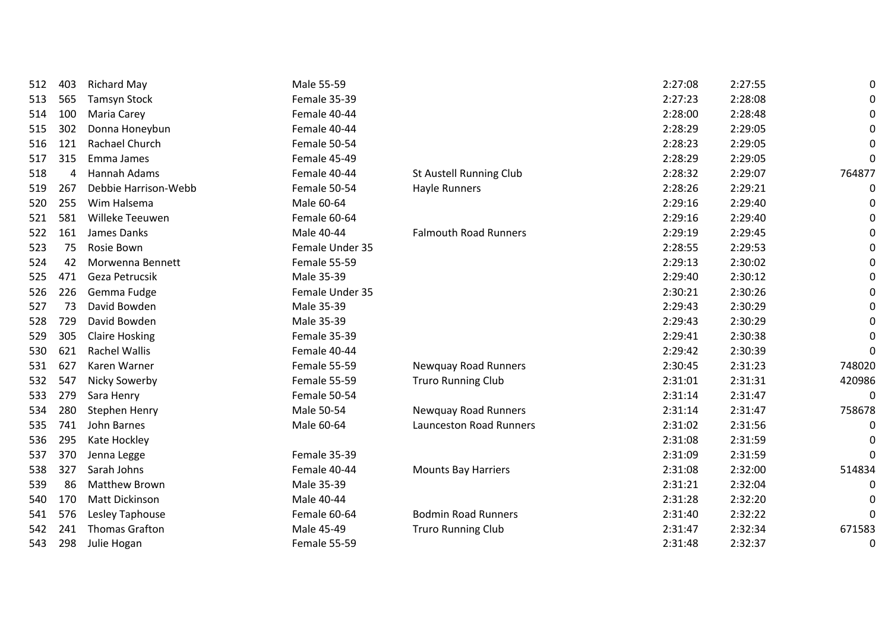| | | | | | | | |
|---|---|---|---|---|---|---|---|
| 512 | 403 | Richard May | Male 55-59 | | 2:27:08 | 2:27:55 | 0 |
| 513 | 565 | Tamsyn Stock | Female 35-39 | | 2:27:23 | 2:28:08 | 0 |
| 514 | 100 | Maria Carey | Female 40-44 | | 2:28:00 | 2:28:48 | 0 |
| 515 | 302 | Donna Honeybun | Female 40-44 | | 2:28:29 | 2:29:05 | 0 |
| 516 | 121 | Rachael Church | Female 50-54 | | 2:28:23 | 2:29:05 | 0 |
| 517 | 315 | Emma James | Female 45-49 | | 2:28:29 | 2:29:05 | 0 |
| 518 | 4 | Hannah Adams | Female 40-44 | St Austell Running Club | 2:28:32 | 2:29:07 | 764877 |
| 519 | 267 | Debbie Harrison-Webb | Female 50-54 | Hayle Runners | 2:28:26 | 2:29:21 | 0 |
| 520 | 255 | Wim Halsema | Male 60-64 | | 2:29:16 | 2:29:40 | 0 |
| 521 | 581 | Willeke Teeuwen | Female 60-64 | | 2:29:16 | 2:29:40 | 0 |
| 522 | 161 | James Danks | Male 40-44 | Falmouth Road Runners | 2:29:19 | 2:29:45 | 0 |
| 523 | 75 | Rosie Bown | Female Under 35 | | 2:28:55 | 2:29:53 | 0 |
| 524 | 42 | Morwenna Bennett | Female 55-59 | | 2:29:13 | 2:30:02 | 0 |
| 525 | 471 | Geza Petrucsik | Male 35-39 | | 2:29:40 | 2:30:12 | 0 |
| 526 | 226 | Gemma Fudge | Female Under 35 | | 2:30:21 | 2:30:26 | 0 |
| 527 | 73 | David Bowden | Male 35-39 | | 2:29:43 | 2:30:29 | 0 |
| 528 | 729 | David Bowden | Male 35-39 | | 2:29:43 | 2:30:29 | 0 |
| 529 | 305 | Claire Hosking | Female 35-39 | | 2:29:41 | 2:30:38 | 0 |
| 530 | 621 | Rachel Wallis | Female 40-44 | | 2:29:42 | 2:30:39 | 0 |
| 531 | 627 | Karen Warner | Female 55-59 | Newquay Road Runners | 2:30:45 | 2:31:23 | 748020 |
| 532 | 547 | Nicky Sowerby | Female 55-59 | Truro Running Club | 2:31:01 | 2:31:31 | 420986 |
| 533 | 279 | Sara Henry | Female 50-54 | | 2:31:14 | 2:31:47 | 0 |
| 534 | 280 | Stephen Henry | Male 50-54 | Newquay Road Runners | 2:31:14 | 2:31:47 | 758678 |
| 535 | 741 | John Barnes | Male 60-64 | Launceston Road Runners | 2:31:02 | 2:31:56 | 0 |
| 536 | 295 | Kate Hockley | | | 2:31:08 | 2:31:59 | 0 |
| 537 | 370 | Jenna Legge | Female 35-39 | | 2:31:09 | 2:31:59 | 0 |
| 538 | 327 | Sarah Johns | Female 40-44 | Mounts Bay Harriers | 2:31:08 | 2:32:00 | 514834 |
| 539 | 86 | Matthew Brown | Male 35-39 | | 2:31:21 | 2:32:04 | 0 |
| 540 | 170 | Matt Dickinson | Male 40-44 | | 2:31:28 | 2:32:20 | 0 |
| 541 | 576 | Lesley Taphouse | Female 60-64 | Bodmin Road Runners | 2:31:40 | 2:32:22 | 0 |
| 542 | 241 | Thomas Grafton | Male 45-49 | Truro Running Club | 2:31:47 | 2:32:34 | 671583 |
| 543 | 298 | Julie Hogan | Female 55-59 | | 2:31:48 | 2:32:37 | 0 |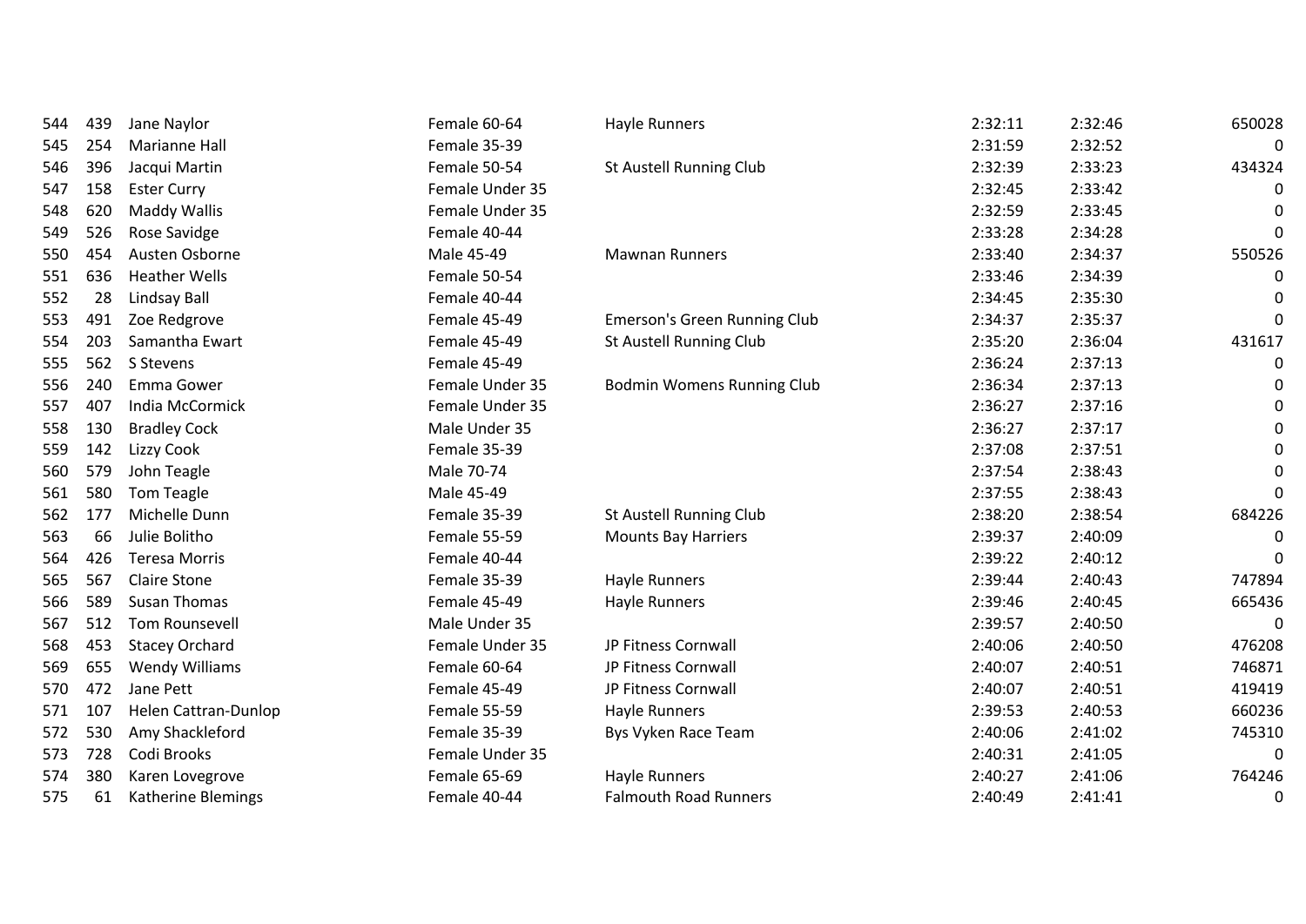| | | | | | | | |
|---|---|---|---|---|---|---|---|
| 544 | 439 | Jane Naylor | Female 60-64 | Hayle Runners | 2:32:11 | 2:32:46 | 650028 |
| 545 | 254 | Marianne Hall | Female 35-39 | | 2:31:59 | 2:32:52 | 0 |
| 546 | 396 | Jacqui Martin | Female 50-54 | St Austell Running Club | 2:32:39 | 2:33:23 | 434324 |
| 547 | 158 | Ester Curry | Female Under 35 | | 2:32:45 | 2:33:42 | 0 |
| 548 | 620 | Maddy Wallis | Female Under 35 | | 2:32:59 | 2:33:45 | 0 |
| 549 | 526 | Rose Savidge | Female 40-44 | | 2:33:28 | 2:34:28 | 0 |
| 550 | 454 | Austen Osborne | Male 45-49 | Mawnan Runners | 2:33:40 | 2:34:37 | 550526 |
| 551 | 636 | Heather Wells | Female 50-54 | | 2:33:46 | 2:34:39 | 0 |
| 552 | 28 | Lindsay Ball | Female 40-44 | | 2:34:45 | 2:35:30 | 0 |
| 553 | 491 | Zoe Redgrove | Female 45-49 | Emerson's Green Running Club | 2:34:37 | 2:35:37 | 0 |
| 554 | 203 | Samantha Ewart | Female 45-49 | St Austell Running Club | 2:35:20 | 2:36:04 | 431617 |
| 555 | 562 | S Stevens | Female 45-49 | | 2:36:24 | 2:37:13 | 0 |
| 556 | 240 | Emma Gower | Female Under 35 | Bodmin Womens Running Club | 2:36:34 | 2:37:13 | 0 |
| 557 | 407 | India McCormick | Female Under 35 | | 2:36:27 | 2:37:16 | 0 |
| 558 | 130 | Bradley Cock | Male Under 35 | | 2:36:27 | 2:37:17 | 0 |
| 559 | 142 | Lizzy Cook | Female 35-39 | | 2:37:08 | 2:37:51 | 0 |
| 560 | 579 | John Teagle | Male 70-74 | | 2:37:54 | 2:38:43 | 0 |
| 561 | 580 | Tom Teagle | Male 45-49 | | 2:37:55 | 2:38:43 | 0 |
| 562 | 177 | Michelle Dunn | Female 35-39 | St Austell Running Club | 2:38:20 | 2:38:54 | 684226 |
| 563 | 66 | Julie Bolitho | Female 55-59 | Mounts Bay Harriers | 2:39:37 | 2:40:09 | 0 |
| 564 | 426 | Teresa Morris | Female 40-44 | | 2:39:22 | 2:40:12 | 0 |
| 565 | 567 | Claire Stone | Female 35-39 | Hayle Runners | 2:39:44 | 2:40:43 | 747894 |
| 566 | 589 | Susan Thomas | Female 45-49 | Hayle Runners | 2:39:46 | 2:40:45 | 665436 |
| 567 | 512 | Tom Rounsevell | Male Under 35 | | 2:39:57 | 2:40:50 | 0 |
| 568 | 453 | Stacey Orchard | Female Under 35 | JP Fitness Cornwall | 2:40:06 | 2:40:50 | 476208 |
| 569 | 655 | Wendy Williams | Female 60-64 | JP Fitness Cornwall | 2:40:07 | 2:40:51 | 746871 |
| 570 | 472 | Jane Pett | Female 45-49 | JP Fitness Cornwall | 2:40:07 | 2:40:51 | 419419 |
| 571 | 107 | Helen Cattran-Dunlop | Female 55-59 | Hayle Runners | 2:39:53 | 2:40:53 | 660236 |
| 572 | 530 | Amy Shackleford | Female 35-39 | Bys Vyken Race Team | 2:40:06 | 2:41:02 | 745310 |
| 573 | 728 | Codi Brooks | Female Under 35 | | 2:40:31 | 2:41:05 | 0 |
| 574 | 380 | Karen Lovegrove | Female 65-69 | Hayle Runners | 2:40:27 | 2:41:06 | 764246 |
| 575 | 61 | Katherine Blemings | Female 40-44 | Falmouth Road Runners | 2:40:49 | 2:41:41 | 0 |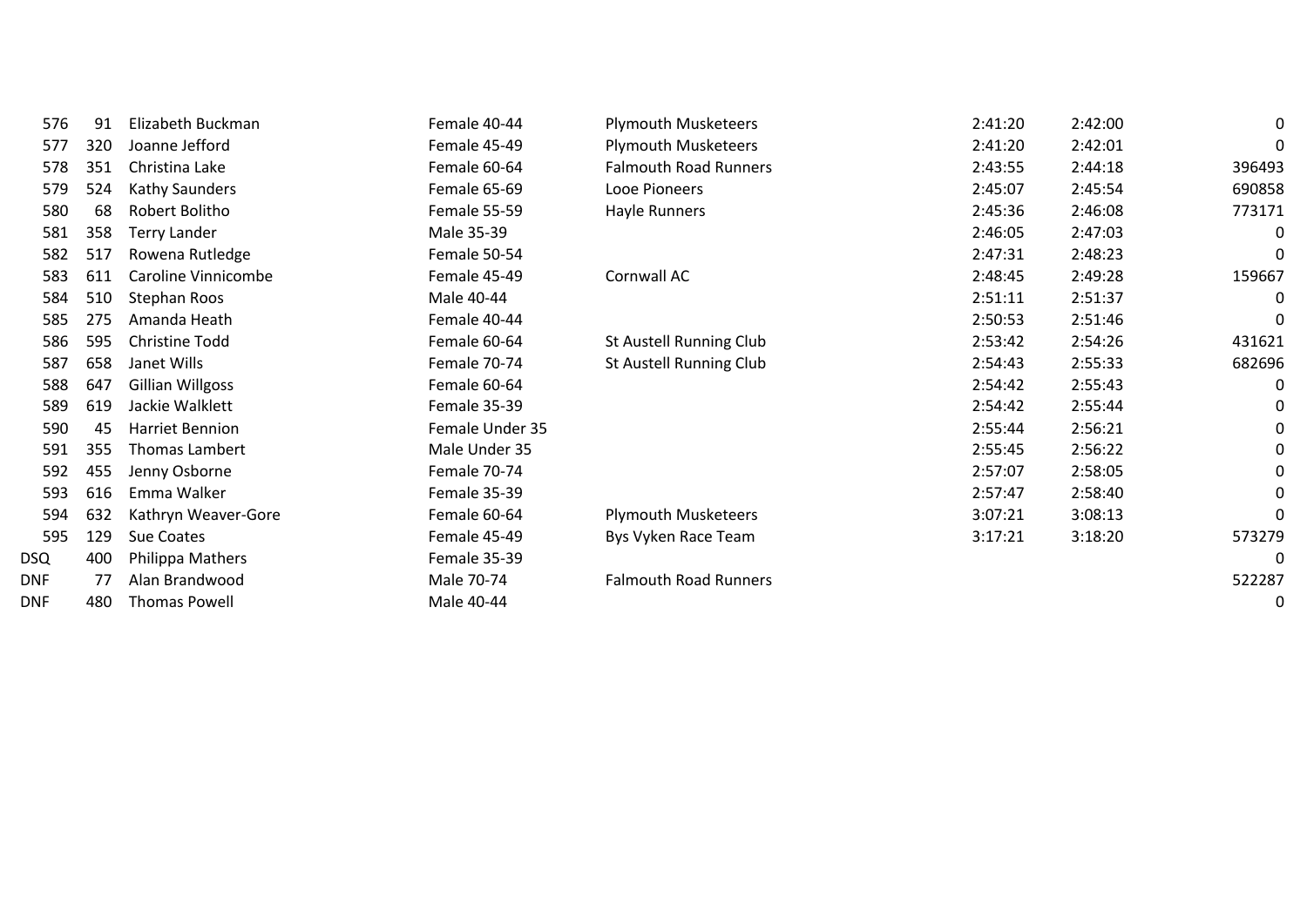| | | | | | | | |
|---|---|---|---|---|---|---|---|
| 576 | 91 | Elizabeth Buckman | Female 40-44 | Plymouth Musketeers | 2:41:20 | 2:42:00 | 0 |
| 577 | 320 | Joanne Jefford | Female 45-49 | Plymouth Musketeers | 2:41:20 | 2:42:01 | 0 |
| 578 | 351 | Christina Lake | Female 60-64 | Falmouth Road Runners | 2:43:55 | 2:44:18 | 396493 |
| 579 | 524 | Kathy Saunders | Female 65-69 | Looe Pioneers | 2:45:07 | 2:45:54 | 690858 |
| 580 | 68 | Robert Bolitho | Female 55-59 | Hayle Runners | 2:45:36 | 2:46:08 | 773171 |
| 581 | 358 | Terry Lander | Male 35-39 | | 2:46:05 | 2:47:03 | 0 |
| 582 | 517 | Rowena Rutledge | Female 50-54 | | 2:47:31 | 2:48:23 | 0 |
| 583 | 611 | Caroline Vinnicombe | Female 45-49 | Cornwall AC | 2:48:45 | 2:49:28 | 159667 |
| 584 | 510 | Stephan Roos | Male 40-44 | | 2:51:11 | 2:51:37 | 0 |
| 585 | 275 | Amanda Heath | Female 40-44 | | 2:50:53 | 2:51:46 | 0 |
| 586 | 595 | Christine Todd | Female 60-64 | St Austell Running Club | 2:53:42 | 2:54:26 | 431621 |
| 587 | 658 | Janet Wills | Female 70-74 | St Austell Running Club | 2:54:43 | 2:55:33 | 682696 |
| 588 | 647 | Gillian Willgoss | Female 60-64 | | 2:54:42 | 2:55:43 | 0 |
| 589 | 619 | Jackie Walklett | Female 35-39 | | 2:54:42 | 2:55:44 | 0 |
| 590 | 45 | Harriet Bennion | Female Under 35 | | 2:55:44 | 2:56:21 | 0 |
| 591 | 355 | Thomas Lambert | Male Under 35 | | 2:55:45 | 2:56:22 | 0 |
| 592 | 455 | Jenny Osborne | Female 70-74 | | 2:57:07 | 2:58:05 | 0 |
| 593 | 616 | Emma Walker | Female 35-39 | | 2:57:47 | 2:58:40 | 0 |
| 594 | 632 | Kathryn Weaver-Gore | Female 60-64 | Plymouth Musketeers | 3:07:21 | 3:08:13 | 0 |
| 595 | 129 | Sue Coates | Female 45-49 | Bys Vyken Race Team | 3:17:21 | 3:18:20 | 573279 |
| DSQ | 400 | Philippa Mathers | Female 35-39 | | | | 0 |
| DNF | 77 | Alan Brandwood | Male 70-74 | Falmouth Road Runners | | | 522287 |
| DNF | 480 | Thomas Powell | Male 40-44 | | | | 0 |